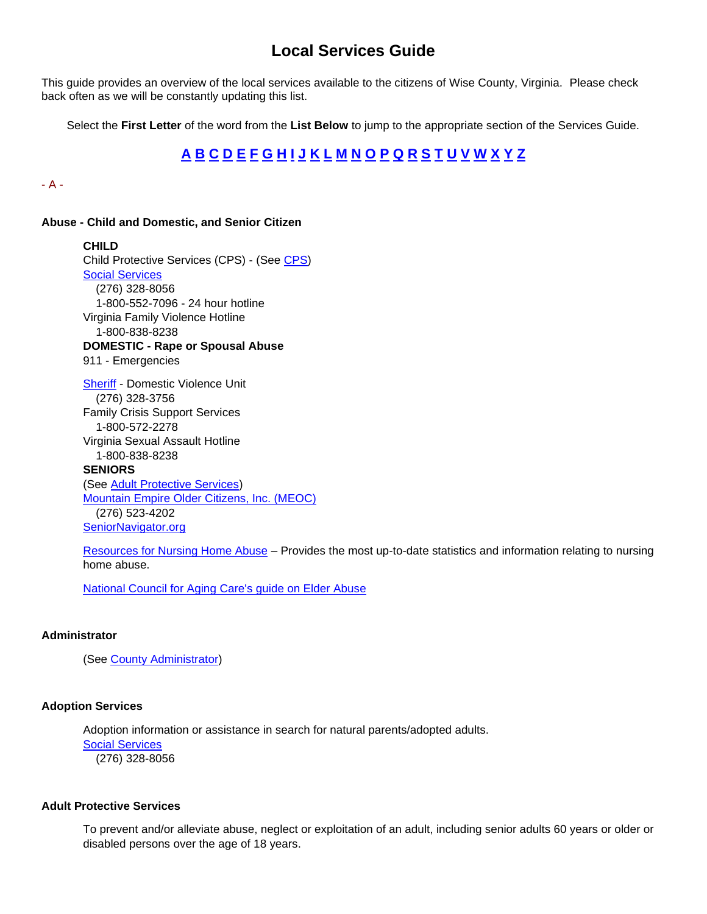# Local Services Guide

This guide provides an overview of the local services available to the citizens of Wise County, Virginia. Please check back often as we will be constantly updating this list.

Select the **First Letter** of the word from the **List Below** to jump to the appropriate section of the Services Guide.

**A B C D E F G H I J K L M N O P Q R S T U V W X Y Z**

- A -

### Abuse - Child and Domestic, and Senior Citizen

**CHILD**
Child Protective Services (CPS) - (See CPS)
Social Services
(276) 328-8056
1-800-552-7096 - 24 hour hotline
Virginia Family Violence Hotline
1-800-838-8238
**DOMESTIC - Rape or Spousal Abuse**
911 - Emergencies

Sheriff - Domestic Violence Unit
(276) 328-3756
Family Crisis Support Services
1-800-572-2278
Virginia Sexual Assault Hotline
1-800-838-8238
**SENIORS**
(See Adult Protective Services)
Mountain Empire Older Citizens, Inc. (MEOC)
(276) 523-4202
SeniorNavigator.org

Resources for Nursing Home Abuse – Provides the most up-to-date statistics and information relating to nursing home abuse.

National Council for Aging Care's guide on Elder Abuse

### Administrator

(See County Administrator)

### Adoption Services

Adoption information or assistance in search for natural parents/adopted adults.
Social Services
(276) 328-8056

### Adult Protective Services

To prevent and/or alleviate abuse, neglect or exploitation of an adult, including senior adults 60 years or older or disabled persons over the age of 18 years.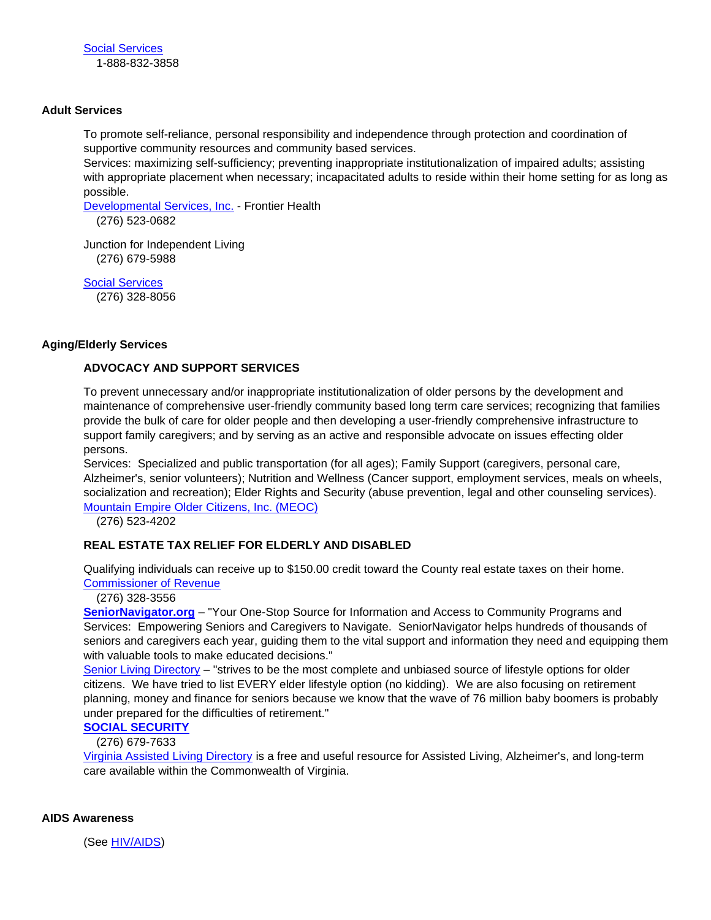Social Services
1-888-832-3858

## Adult Services

To promote self-reliance, personal responsibility and independence through protection and coordination of supportive community resources and community based services.
Services: maximizing self-sufficiency; preventing inappropriate institutionalization of impaired adults; assisting with appropriate placement when necessary; incapacitated adults to reside within their home setting for as long as possible.

Developmental Services, Inc. - Frontier Health
(276) 523-0682

Junction for Independent Living
(276) 679-5988

Social Services
(276) 328-8056

## Aging/Elderly Services

### ADVOCACY AND SUPPORT SERVICES

To prevent unnecessary and/or inappropriate institutionalization of older persons by the development and maintenance of comprehensive user-friendly community based long term care services; recognizing that families provide the bulk of care for older people and then developing a user-friendly comprehensive infrastructure to support family caregivers; and by serving as an active and responsible advocate on issues effecting older persons.
Services: Specialized and public transportation (for all ages); Family Support (caregivers, personal care, Alzheimer's, senior volunteers); Nutrition and Wellness (Cancer support, employment services, meals on wheels, socialization and recreation); Elder Rights and Security (abuse prevention, legal and other counseling services).

Mountain Empire Older Citizens, Inc. (MEOC)
(276) 523-4202

### REAL ESTATE TAX RELIEF FOR ELDERLY AND DISABLED

Qualifying individuals can receive up to $150.00 credit toward the County real estate taxes on their home.

Commissioner of Revenue
(276) 328-3556

**SeniorNavigator.org** – "Your One-Stop Source for Information and Access to Community Programs and Services: Empowering Seniors and Caregivers to Navigate. SeniorNavigator helps hundreds of thousands of seniors and caregivers each year, guiding them to the vital support and information they need and equipping them with valuable tools to make educated decisions."

Senior Living Directory – "strives to be the most complete and unbiased source of lifestyle options for older citizens. We have tried to list EVERY elder lifestyle option (no kidding). We are also focusing on retirement planning, money and finance for seniors because we know that the wave of 76 million baby boomers is probably under prepared for the difficulties of retirement."

**SOCIAL SECURITY**
(276) 679-7633

Virginia Assisted Living Directory is a free and useful resource for Assisted Living, Alzheimer's, and long-term care available within the Commonwealth of Virginia.

## AIDS Awareness

(See HIV/AIDS)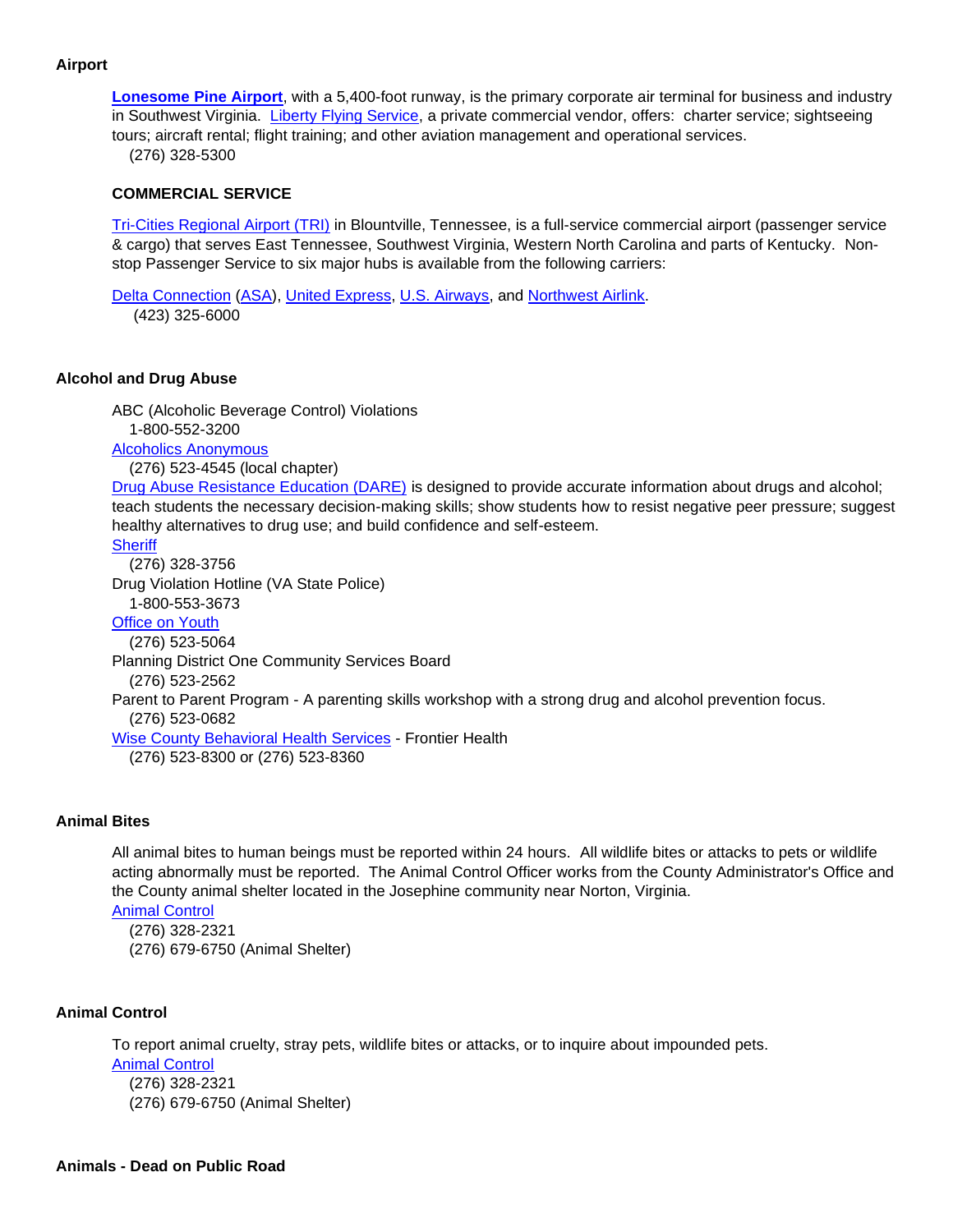## Airport

**Lonesome Pine Airport**, with a 5,400-foot runway, is the primary corporate air terminal for business and industry in Southwest Virginia. Liberty Flying Service, a private commercial vendor, offers: charter service; sightseeing tours; aircraft rental; flight training; and other aviation management and operational services.
(276) 328-5300

### COMMERCIAL SERVICE

Tri-Cities Regional Airport (TRI) in Blountville, Tennessee, is a full-service commercial airport (passenger service & cargo) that serves East Tennessee, Southwest Virginia, Western North Carolina and parts of Kentucky. Non-stop Passenger Service to six major hubs is available from the following carriers:

Delta Connection (ASA), United Express, U.S. Airways, and Northwest Airlink.
(423) 325-6000

## Alcohol and Drug Abuse

ABC (Alcoholic Beverage Control) Violations
1-800-552-3200
Alcoholics Anonymous
(276) 523-4545 (local chapter)
Drug Abuse Resistance Education (DARE) is designed to provide accurate information about drugs and alcohol; teach students the necessary decision-making skills; show students how to resist negative peer pressure; suggest healthy alternatives to drug use; and build confidence and self-esteem.
Sheriff
(276) 328-3756
Drug Violation Hotline (VA State Police)
1-800-553-3673
Office on Youth
(276) 523-5064
Planning District One Community Services Board
(276) 523-2562
Parent to Parent Program - A parenting skills workshop with a strong drug and alcohol prevention focus.
(276) 523-0682
Wise County Behavioral Health Services - Frontier Health
(276) 523-8300 or (276) 523-8360

## Animal Bites

All animal bites to human beings must be reported within 24 hours. All wildlife bites or attacks to pets or wildlife acting abnormally must be reported. The Animal Control Officer works from the County Administrator's Office and the County animal shelter located in the Josephine community near Norton, Virginia.
Animal Control
(276) 328-2321
(276) 679-6750 (Animal Shelter)

## Animal Control

To report animal cruelty, stray pets, wildlife bites or attacks, or to inquire about impounded pets.
Animal Control
(276) 328-2321
(276) 679-6750 (Animal Shelter)

## Animals - Dead on Public Road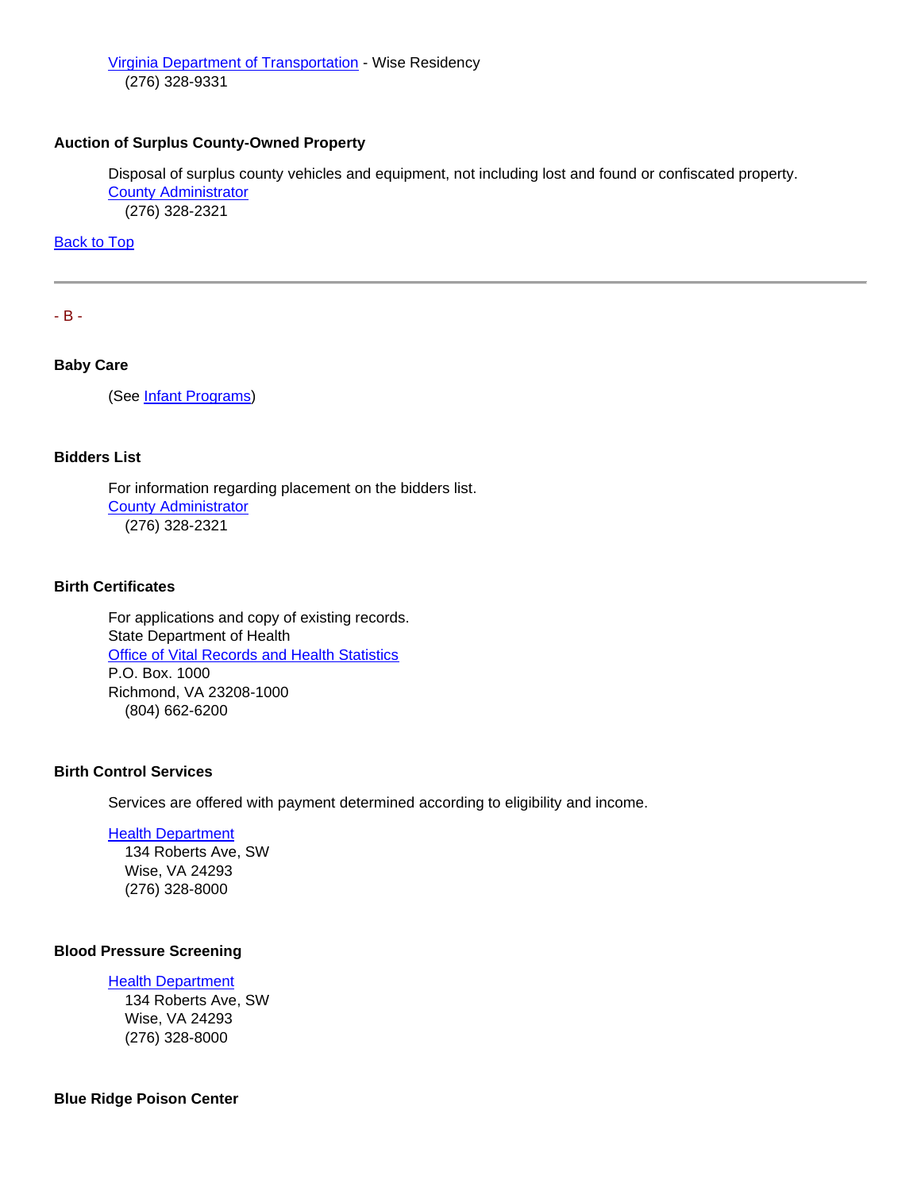Virginia Department of Transportation - Wise Residency
(276) 328-9331

**Auction of Surplus County-Owned Property**

Disposal of surplus county vehicles and equipment, not including lost and found or confiscated property.
County Administrator
(276) 328-2321

Back to Top

---

- B -

**Baby Care**

(See Infant Programs)

**Bidders List**

For information regarding placement on the bidders list.
County Administrator
(276) 328-2321

**Birth Certificates**

For applications and copy of existing records.
State Department of Health
Office of Vital Records and Health Statistics
P.O. Box. 1000
Richmond, VA 23208-1000
(804) 662-6200

**Birth Control Services**

Services are offered with payment determined according to eligibility and income.

Health Department
134 Roberts Ave, SW
Wise, VA 24293
(276) 328-8000

**Blood Pressure Screening**

Health Department
134 Roberts Ave, SW
Wise, VA 24293
(276) 328-8000

**Blue Ridge Poison Center**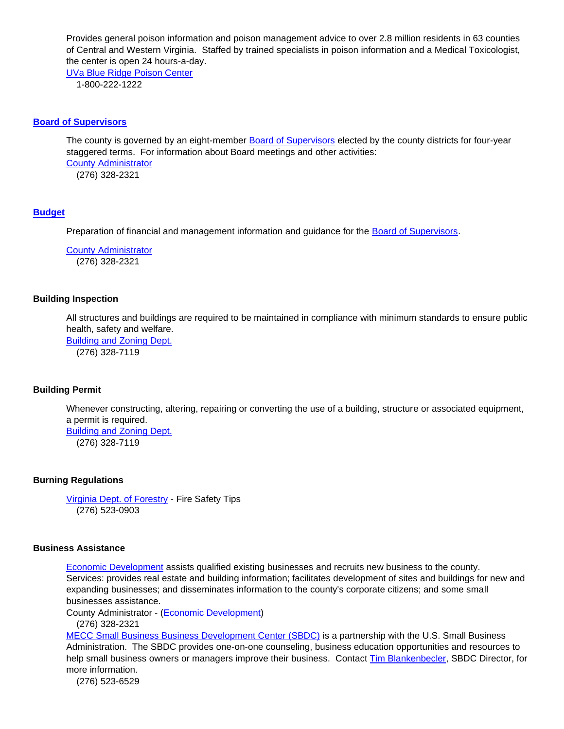Provides general poison information and poison management advice to over 2.8 million residents in 63 counties of Central and Western Virginia. Staffed by trained specialists in poison information and a Medical Toxicologist, the center is open 24 hours-a-day.
UVa Blue Ridge Poison Center
1-800-222-1222

### Board of Supervisors

The county is governed by an eight-member Board of Supervisors elected by the county districts for four-year staggered terms. For information about Board meetings and other activities:
County Administrator
(276) 328-2321

### Budget

Preparation of financial and management information and guidance for the Board of Supervisors.

County Administrator
(276) 328-2321

### Building Inspection

All structures and buildings are required to be maintained in compliance with minimum standards to ensure public health, safety and welfare.
Building and Zoning Dept.
(276) 328-7119

### Building Permit

Whenever constructing, altering, repairing or converting the use of a building, structure or associated equipment, a permit is required.
Building and Zoning Dept.
(276) 328-7119

### Burning Regulations

Virginia Dept. of Forestry - Fire Safety Tips
(276) 523-0903

### Business Assistance

Economic Development assists qualified existing businesses and recruits new business to the county. Services: provides real estate and building information; facilitates development of sites and buildings for new and expanding businesses; and disseminates information to the county's corporate citizens; and some small businesses assistance.
County Administrator - (Economic Development)
(276) 328-2321
MECC Small Business Business Development Center (SBDC) is a partnership with the U.S. Small Business Administration. The SBDC provides one-on-one counseling, business education opportunities and resources to help small business owners or managers improve their business. Contact Tim Blankenbecler, SBDC Director, for more information.
(276) 523-6529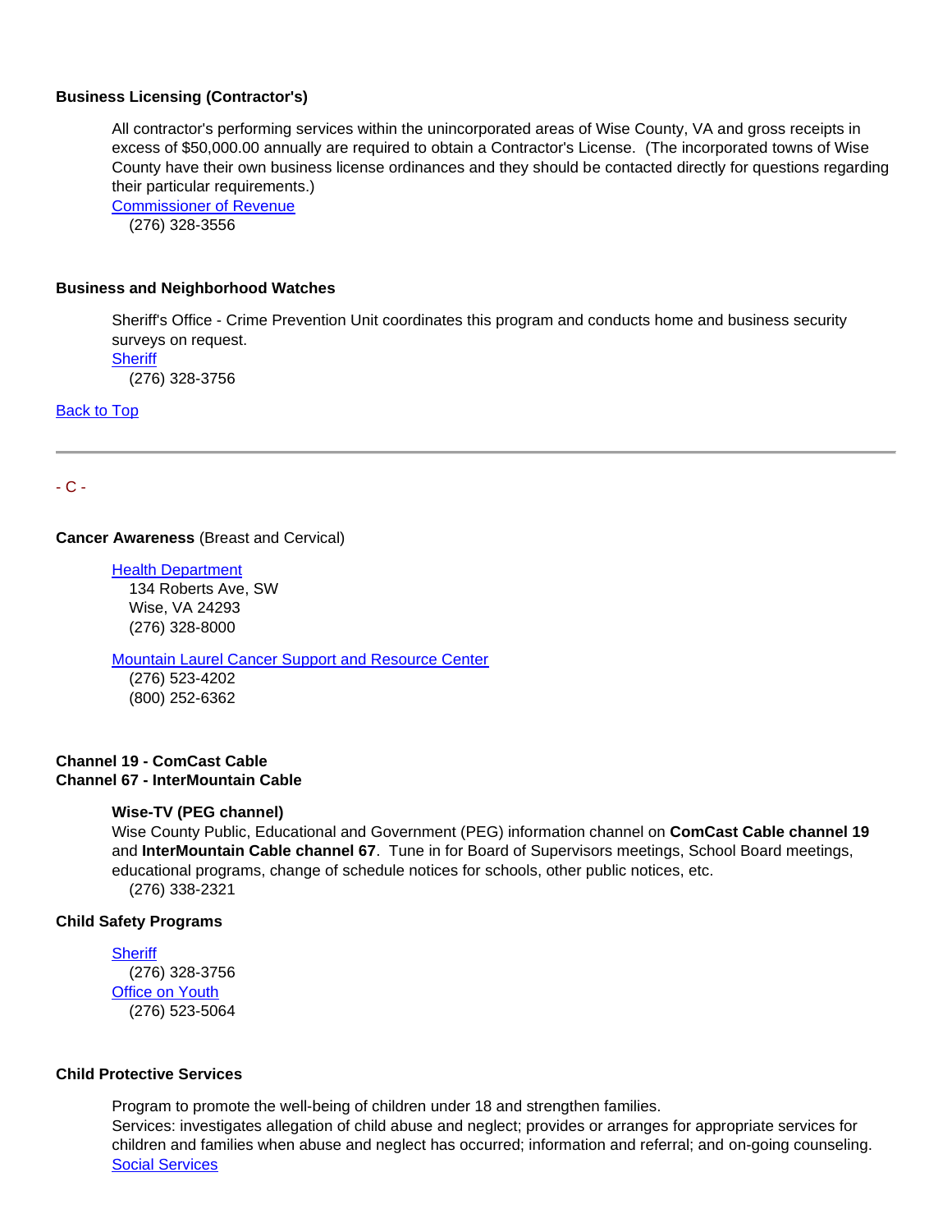**Business Licensing (Contractor's)**

All contractor's performing services within the unincorporated areas of Wise County, VA and gross receipts in excess of $50,000.00 annually are required to obtain a Contractor's License.  (The incorporated towns of Wise County have their own business license ordinances and they should be contacted directly for questions regarding their particular requirements.)
Commissioner of Revenue
(276) 328-3556

**Business and Neighborhood Watches**

Sheriff's Office - Crime Prevention Unit coordinates this program and conducts home and business security surveys on request.
Sheriff
(276) 328-3756

Back to Top

---

- C -

**Cancer Awareness** (Breast and Cervical)

Health Department
134 Roberts Ave, SW
Wise, VA 24293
(276) 328-8000

Mountain Laurel Cancer Support and Resource Center
(276) 523-4202
(800) 252-6362

**Channel 19 - ComCast Cable**
**Channel 67 - InterMountain Cable**

**Wise-TV (PEG channel)**
Wise County Public, Educational and Government (PEG) information channel on **ComCast Cable channel 19** and **InterMountain Cable channel 67**.  Tune in for Board of Supervisors meetings, School Board meetings, educational programs, change of schedule notices for schools, other public notices, etc.
(276) 338-2321

**Child Safety Programs**

Sheriff
(276) 328-3756
Office on Youth
(276) 523-5064

**Child Protective Services**

Program to promote the well-being of children under 18 and strengthen families.
Services: investigates allegation of child abuse and neglect; provides or arranges for appropriate services for children and families when abuse and neglect has occurred; information and referral; and on-going counseling.
Social Services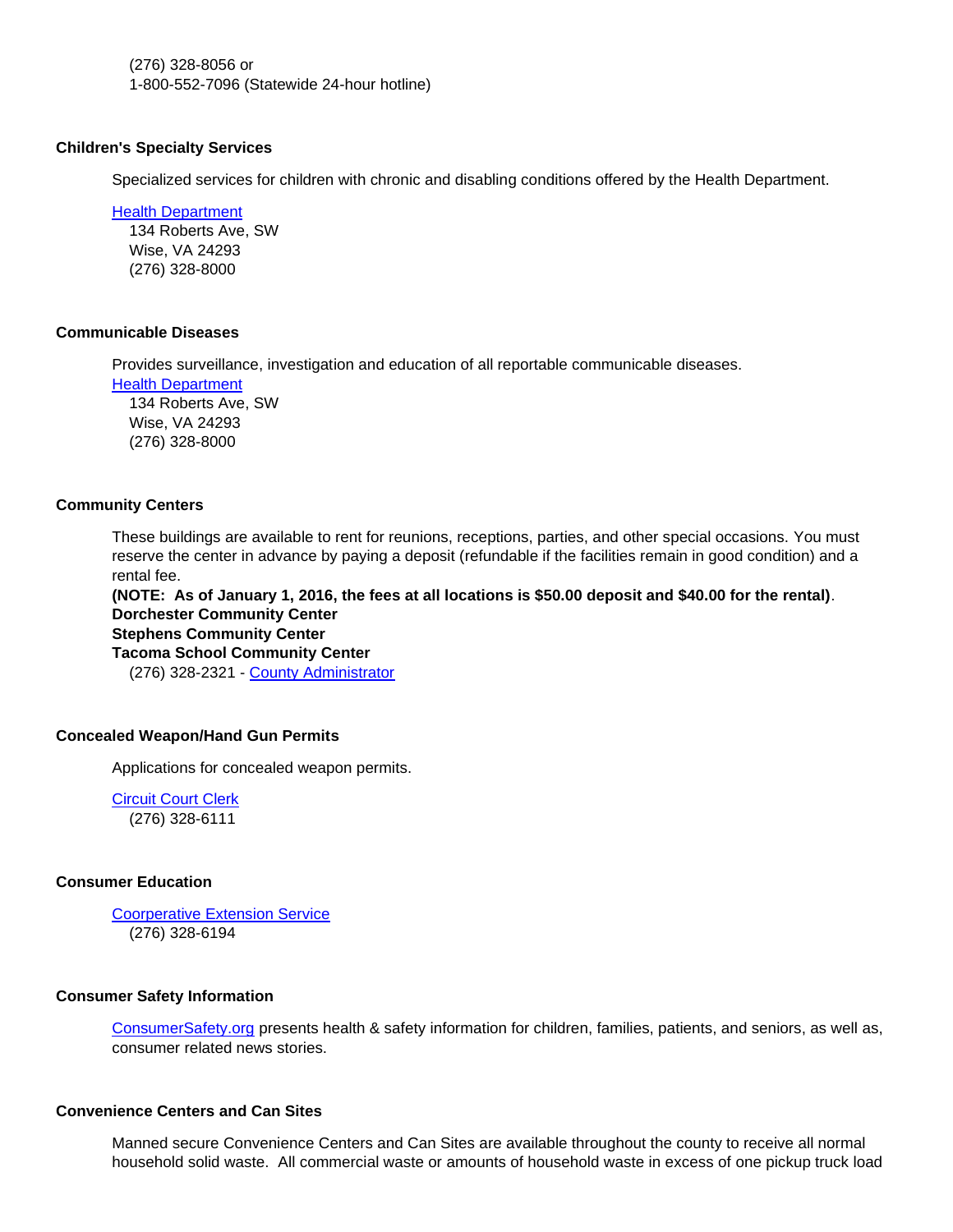(276) 328-8056 or
1-800-552-7096 (Statewide 24-hour hotline)

### Children's Specialty Services

Specialized services for children with chronic and disabling conditions offered by the Health Department.

Health Department
134 Roberts Ave, SW
Wise, VA 24293
(276) 328-8000

### Communicable Diseases

Provides surveillance, investigation and education of all reportable communicable diseases.

Health Department
134 Roberts Ave, SW
Wise, VA 24293
(276) 328-8000

### Community Centers

These buildings are available to rent for reunions, receptions, parties, and other special occasions. You must reserve the center in advance by paying a deposit (refundable if the facilities remain in good condition) and a rental fee.

**(NOTE: As of January 1, 2016, the fees at all locations is $50.00 deposit and $40.00 for the rental)**.

**Dorchester Community Center**
**Stephens Community Center**
**Tacoma School Community Center**
(276) 328-2321 - County Administrator

### Concealed Weapon/Hand Gun Permits

Applications for concealed weapon permits.

Circuit Court Clerk
(276) 328-6111

### Consumer Education

Coorperative Extension Service
(276) 328-6194

### Consumer Safety Information

ConsumerSafety.org presents health & safety information for children, families, patients, and seniors, as well as, consumer related news stories.

### Convenience Centers and Can Sites

Manned secure Convenience Centers and Can Sites are available throughout the county to receive all normal household solid waste. All commercial waste or amounts of household waste in excess of one pickup truck load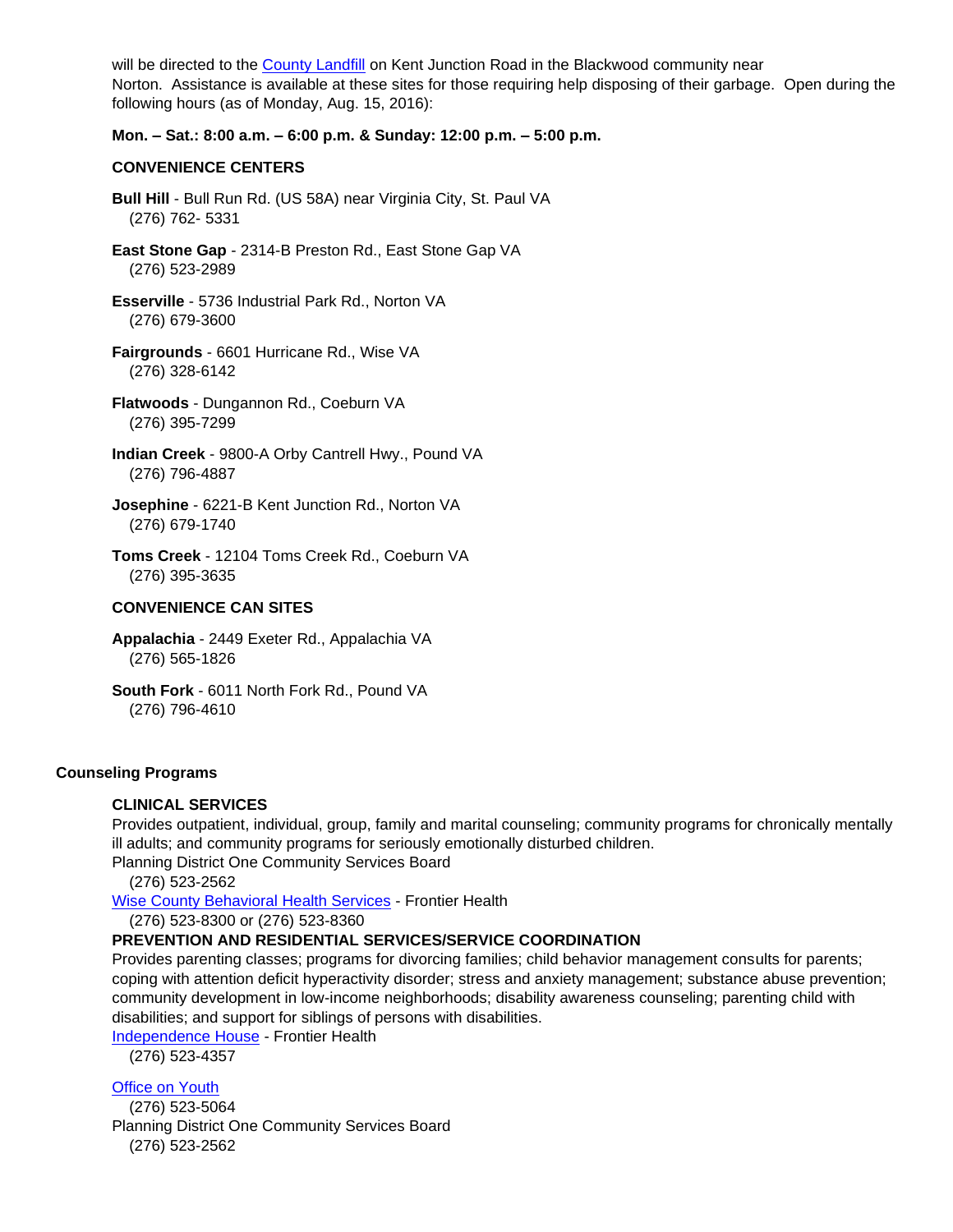will be directed to the County Landfill on Kent Junction Road in the Blackwood community near Norton. Assistance is available at these sites for those requiring help disposing of their garbage. Open during the following hours (as of Monday, Aug. 15, 2016):

**Mon. – Sat.: 8:00 a.m. – 6:00 p.m. & Sunday: 12:00 p.m. – 5:00 p.m.**

**CONVENIENCE CENTERS**

**Bull Hill** - Bull Run Rd. (US 58A) near Virginia City, St. Paul VA
(276) 762- 5331

**East Stone Gap** - 2314-B Preston Rd., East Stone Gap VA
(276) 523-2989

**Esserville** - 5736 Industrial Park Rd., Norton VA
(276) 679-3600

**Fairgrounds** - 6601 Hurricane Rd., Wise VA
(276) 328-6142

**Flatwoods** - Dungannon Rd., Coeburn VA
(276) 395-7299

**Indian Creek** - 9800-A Orby Cantrell Hwy., Pound VA
(276) 796-4887

**Josephine** - 6221-B Kent Junction Rd., Norton VA
(276) 679-1740

**Toms Creek** - 12104 Toms Creek Rd., Coeburn VA
(276) 395-3635

**CONVENIENCE CAN SITES**

**Appalachia** - 2449 Exeter Rd., Appalachia VA
(276) 565-1826

**South Fork** - 6011 North Fork Rd., Pound VA
(276) 796-4610

## Counseling Programs

**CLINICAL SERVICES**

Provides outpatient, individual, group, family and marital counseling; community programs for chronically mentally ill adults; and community programs for seriously emotionally disturbed children.

Planning District One Community Services Board
(276) 523-2562

Wise County Behavioral Health Services - Frontier Health
(276) 523-8300 or (276) 523-8360

**PREVENTION AND RESIDENTIAL SERVICES/SERVICE COORDINATION**

Provides parenting classes; programs for divorcing families; child behavior management consults for parents; coping with attention deficit hyperactivity disorder; stress and anxiety management; substance abuse prevention; community development in low-income neighborhoods; disability awareness counseling; parenting child with disabilities; and support for siblings of persons with disabilities.

Independence House - Frontier Health
(276) 523-4357

Office on Youth
(276) 523-5064

Planning District One Community Services Board
(276) 523-2562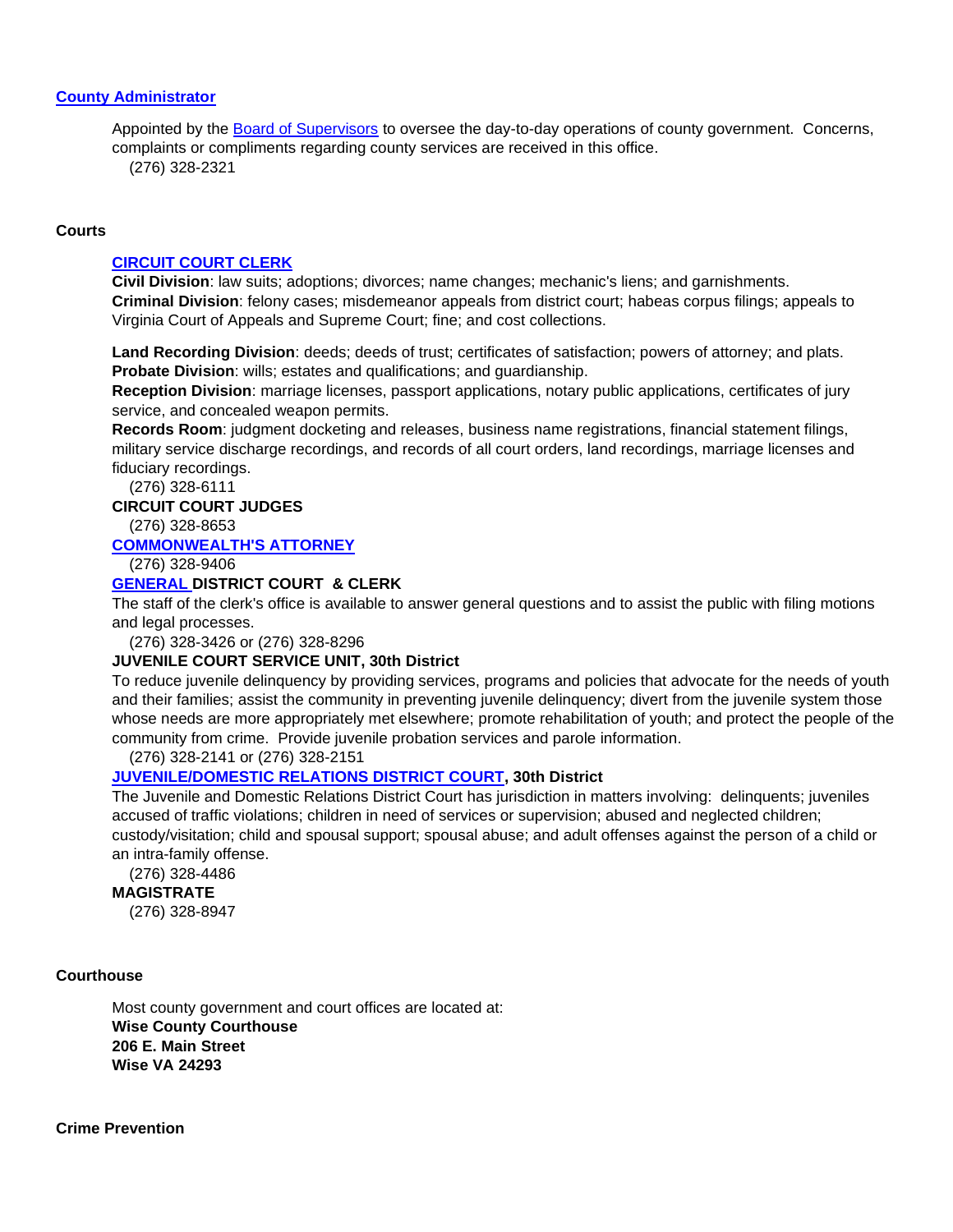## County Administrator

Appointed by the Board of Supervisors to oversee the day-to-day operations of county government. Concerns, complaints or compliments regarding county services are received in this office.
(276) 328-2321

## Courts

### CIRCUIT COURT CLERK

**Civil Division**: law suits; adoptions; divorces; name changes; mechanic's liens; and garnishments.
**Criminal Division**: felony cases; misdemeanor appeals from district court; habeas corpus filings; appeals to Virginia Court of Appeals and Supreme Court; fine; and cost collections.

**Land Recording Division**: deeds; deeds of trust; certificates of satisfaction; powers of attorney; and plats.
**Probate Division**: wills; estates and qualifications; and guardianship.
**Reception Division**: marriage licenses, passport applications, notary public applications, certificates of jury service, and concealed weapon permits.
**Records Room**: judgment docketing and releases, business name registrations, financial statement filings, military service discharge recordings, and records of all court orders, land recordings, marriage licenses and fiduciary recordings.
(276) 328-6111

**CIRCUIT COURT JUDGES**
(276) 328-8653

**COMMONWEALTH'S ATTORNEY**
(276) 328-9406

**GENERAL DISTRICT COURT & CLERK**
The staff of the clerk's office is available to answer general questions and to assist the public with filing motions and legal processes.
(276) 328-3426 or (276) 328-8296

**JUVENILE COURT SERVICE UNIT, 30th District**
To reduce juvenile delinquency by providing services, programs and policies that advocate for the needs of youth and their families; assist the community in preventing juvenile delinquency; divert from the juvenile system those whose needs are more appropriately met elsewhere; promote rehabilitation of youth; and protect the people of the community from crime. Provide juvenile probation services and parole information.
(276) 328-2141 or (276) 328-2151

**JUVENILE/DOMESTIC RELATIONS DISTRICT COURT, 30th District**
The Juvenile and Domestic Relations District Court has jurisdiction in matters involving: delinquents; juveniles accused of traffic violations; children in need of services or supervision; abused and neglected children; custody/visitation; child and spousal support; spousal abuse; and adult offenses against the person of a child or an intra-family offense.
(276) 328-4486

**MAGISTRATE**
(276) 328-8947

## Courthouse

Most county government and court offices are located at:
**Wise County Courthouse**
**206 E. Main Street**
**Wise VA 24293**

## Crime Prevention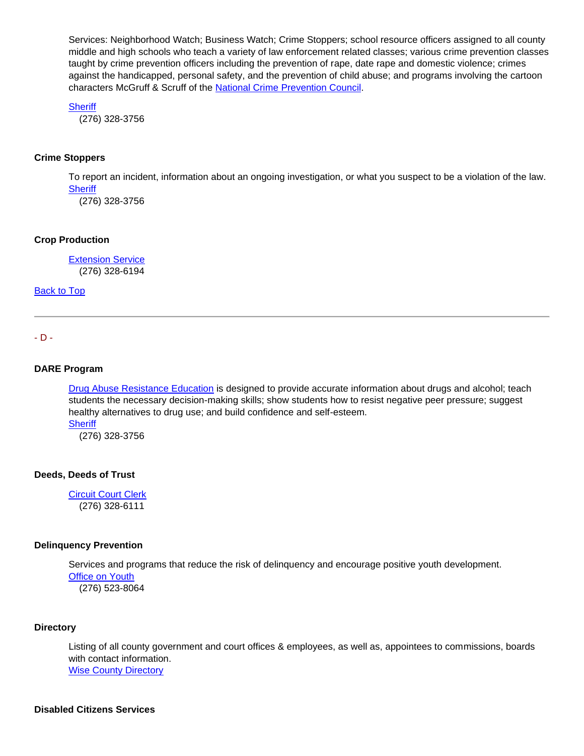Services: Neighborhood Watch; Business Watch; Crime Stoppers; school resource officers assigned to all county middle and high schools who teach a variety of law enforcement related classes; various crime prevention classes taught by crime prevention officers including the prevention of rape, date rape and domestic violence; crimes against the handicapped, personal safety, and the prevention of child abuse; and programs involving the cartoon characters McGruff & Scruff of the National Crime Prevention Council.

Sheriff
(276) 328-3756

**Crime Stoppers**

To report an incident, information about an ongoing investigation, or what you suspect to be a violation of the law.
Sheriff
(276) 328-3756

**Crop Production**

Extension Service
(276) 328-6194

Back to Top

---

- D -

**DARE Program**

Drug Abuse Resistance Education is designed to provide accurate information about drugs and alcohol; teach students the necessary decision-making skills; show students how to resist negative peer pressure; suggest healthy alternatives to drug use; and build confidence and self-esteem.
Sheriff
(276) 328-3756

**Deeds, Deeds of Trust**

Circuit Court Clerk
(276) 328-6111

**Delinquency Prevention**

Services and programs that reduce the risk of delinquency and encourage positive youth development.
Office on Youth
(276) 523-8064

**Directory**

Listing of all county government and court offices & employees, as well as, appointees to commissions, boards with contact information.
Wise County Directory

**Disabled Citizens Services**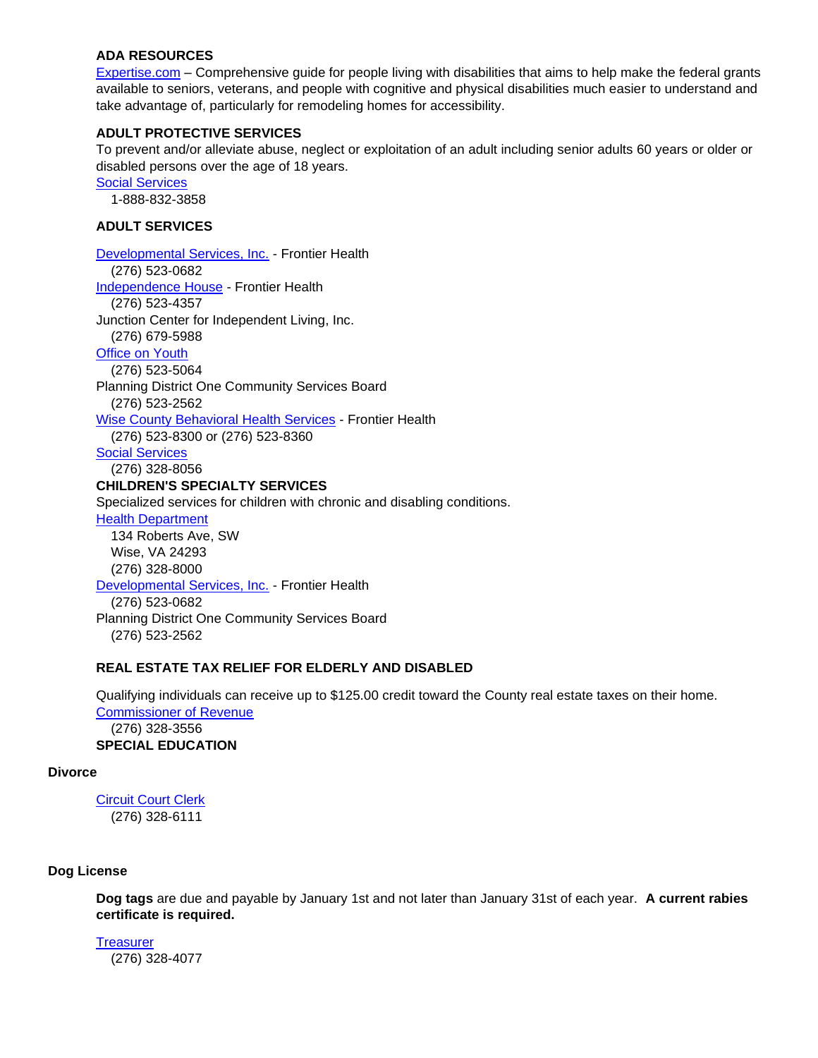**ADA RESOURCES**

Expertise.com – Comprehensive guide for people living with disabilities that aims to help make the federal grants available to seniors, veterans, and people with cognitive and physical disabilities much easier to understand and take advantage of, particularly for remodeling homes for accessibility.

**ADULT PROTECTIVE SERVICES**

To prevent and/or alleviate abuse, neglect or exploitation of an adult including senior adults 60 years or older or disabled persons over the age of 18 years.

Social Services
1-888-832-3858

**ADULT SERVICES**

Developmental Services, Inc. - Frontier Health
(276) 523-0682

Independence House - Frontier Health
(276) 523-4357

Junction Center for Independent Living, Inc.
(276) 679-5988

Office on Youth
(276) 523-5064

Planning District One Community Services Board
(276) 523-2562

Wise County Behavioral Health Services - Frontier Health
(276) 523-8300 or (276) 523-8360

Social Services
(276) 328-8056

**CHILDREN'S SPECIALTY SERVICES**

Specialized services for children with chronic and disabling conditions.

Health Department
134 Roberts Ave, SW
Wise, VA 24293
(276) 328-8000

Developmental Services, Inc. - Frontier Health
(276) 523-0682

Planning District One Community Services Board
(276) 523-2562

**REAL ESTATE TAX RELIEF FOR ELDERLY AND DISABLED**

Qualifying individuals can receive up to $125.00 credit toward the County real estate taxes on their home.

Commissioner of Revenue
(276) 328-3556

**SPECIAL EDUCATION**

**Divorce**

Circuit Court Clerk
(276) 328-6111

**Dog License**

**Dog tags** are due and payable by January 1st and not later than January 31st of each year. **A current rabies certificate is required.**

Treasurer
(276) 328-4077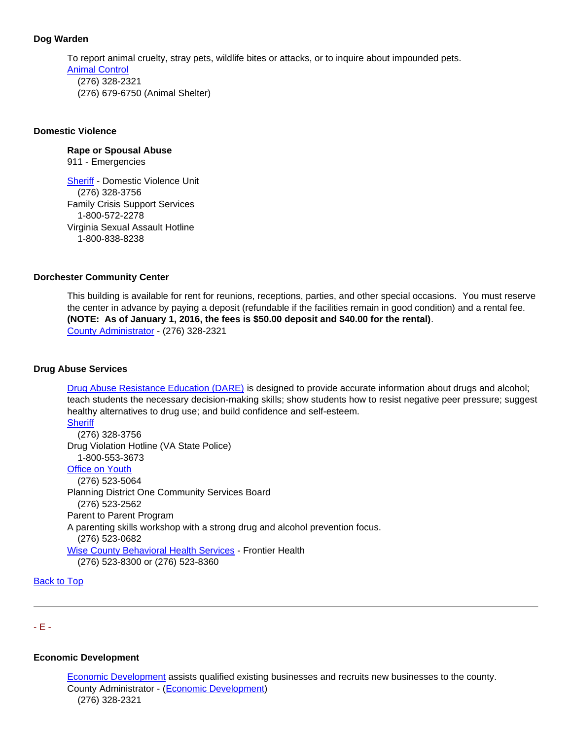### Dog Warden

To report animal cruelty, stray pets, wildlife bites or attacks, or to inquire about impounded pets.
Animal Control
(276) 328-2321
(276) 679-6750 (Animal Shelter)

### Domestic Violence

**Rape or Spousal Abuse**
911 - Emergencies

Sheriff - Domestic Violence Unit
(276) 328-3756
Family Crisis Support Services
1-800-572-2278
Virginia Sexual Assault Hotline
1-800-838-8238

### Dorchester Community Center

This building is available for rent for reunions, receptions, parties, and other special occasions. You must reserve the center in advance by paying a deposit (refundable if the facilities remain in good condition) and a rental fee. **(NOTE: As of January 1, 2016, the fees is $50.00 deposit and $40.00 for the rental)**.
County Administrator - (276) 328-2321

### Drug Abuse Services

Drug Abuse Resistance Education (DARE) is designed to provide accurate information about drugs and alcohol; teach students the necessary decision-making skills; show students how to resist negative peer pressure; suggest healthy alternatives to drug use; and build confidence and self-esteem.
Sheriff
(276) 328-3756
Drug Violation Hotline (VA State Police)
1-800-553-3673
Office on Youth
(276) 523-5064
Planning District One Community Services Board
(276) 523-2562
Parent to Parent Program
A parenting skills workshop with a strong drug and alcohol prevention focus.
(276) 523-0682
Wise County Behavioral Health Services - Frontier Health
(276) 523-8300 or (276) 523-8360

Back to Top

---

- E -

### Economic Development

Economic Development assists qualified existing businesses and recruits new businesses to the county.
County Administrator - (Economic Development)
(276) 328-2321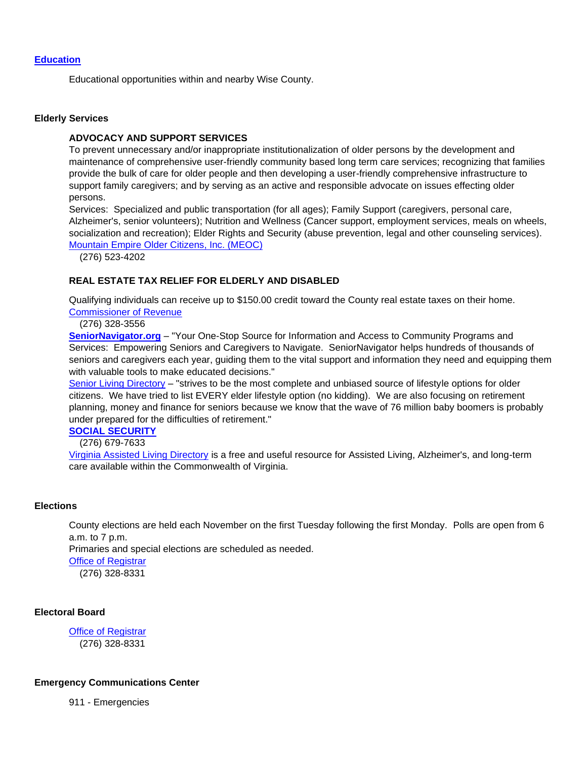## [Education]

Educational opportunities within and nearby Wise County.

## Elderly Services

### ADVOCACY AND SUPPORT SERVICES

To prevent unnecessary and/or inappropriate institutionalization of older persons by the development and maintenance of comprehensive user-friendly community based long term care services; recognizing that families provide the bulk of care for older people and then developing a user-friendly comprehensive infrastructure to support family caregivers; and by serving as an active and responsible advocate on issues effecting older persons.

Services: Specialized and public transportation (for all ages); Family Support (caregivers, personal care, Alzheimer's, senior volunteers); Nutrition and Wellness (Cancer support, employment services, meals on wheels, socialization and recreation); Elder Rights and Security (abuse prevention, legal and other counseling services).

Mountain Empire Older Citizens, Inc. (MEOC)
(276) 523-4202

### REAL ESTATE TAX RELIEF FOR ELDERLY AND DISABLED

Qualifying individuals can receive up to $150.00 credit toward the County real estate taxes on their home.

Commissioner of Revenue
(276) 328-3556

**SeniorNavigator.org** – "Your One-Stop Source for Information and Access to Community Programs and Services: Empowering Seniors and Caregivers to Navigate. SeniorNavigator helps hundreds of thousands of seniors and caregivers each year, guiding them to the vital support and information they need and equipping them with valuable tools to make educated decisions."

Senior Living Directory – "strives to be the most complete and unbiased source of lifestyle options for older citizens. We have tried to list EVERY elder lifestyle option (no kidding). We are also focusing on retirement planning, money and finance for seniors because we know that the wave of 76 million baby boomers is probably under prepared for the difficulties of retirement."

**SOCIAL SECURITY**
(276) 679-7633

Virginia Assisted Living Directory is a free and useful resource for Assisted Living, Alzheimer's, and long-term care available within the Commonwealth of Virginia.

## Elections

County elections are held each November on the first Tuesday following the first Monday. Polls are open from 6 a.m. to 7 p.m.

Primaries and special elections are scheduled as needed.

Office of Registrar
(276) 328-8331

## Electoral Board

Office of Registrar
(276) 328-8331

## Emergency Communications Center

911 - Emergencies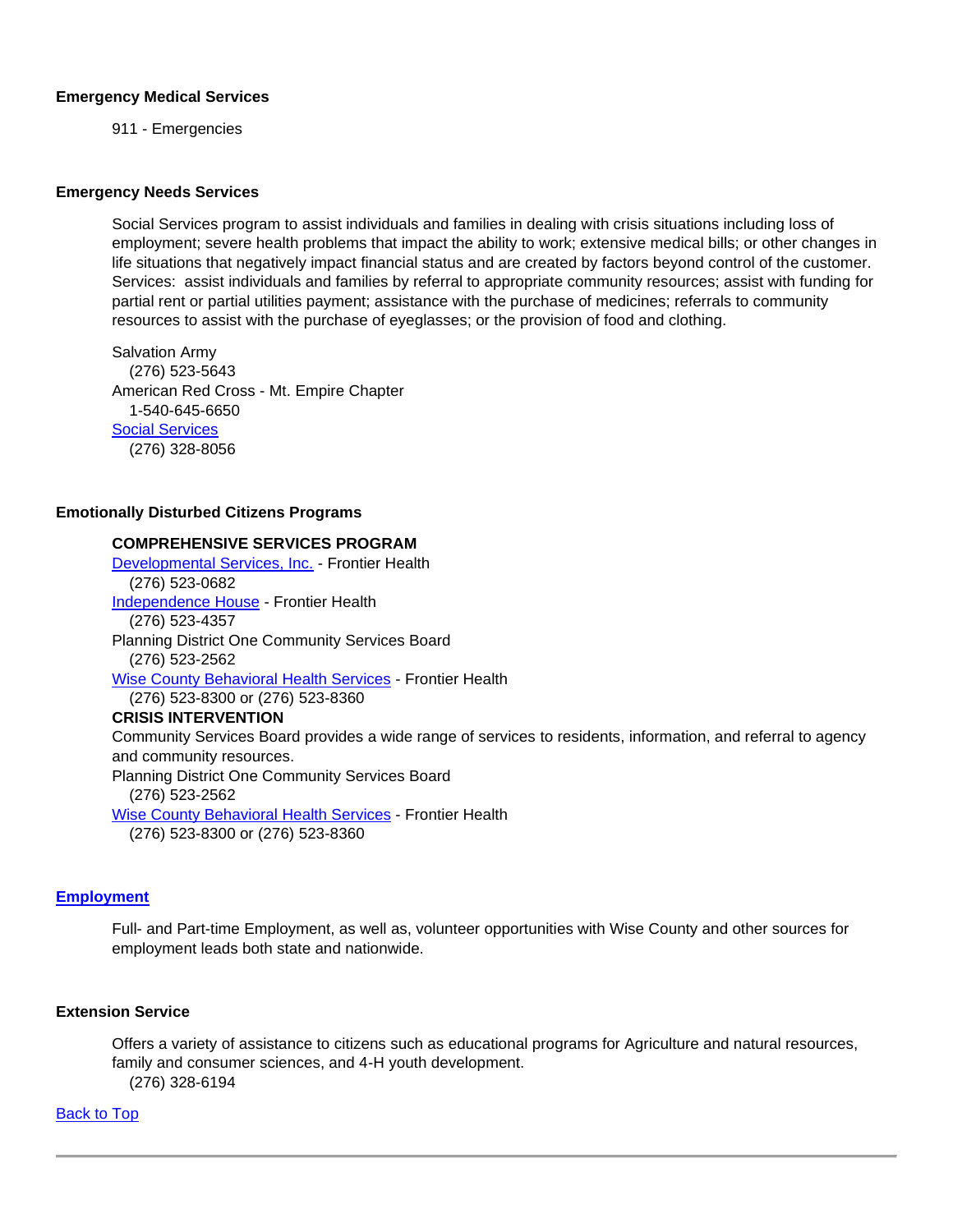### Emergency Medical Services

911 - Emergencies

### Emergency Needs Services

Social Services program to assist individuals and families in dealing with crisis situations including loss of employment; severe health problems that impact the ability to work; extensive medical bills; or other changes in life situations that negatively impact financial status and are created by factors beyond control of the customer. Services: assist individuals and families by referral to appropriate community resources; assist with funding for partial rent or partial utilities payment; assistance with the purchase of medicines; referrals to community resources to assist with the purchase of eyeglasses; or the provision of food and clothing.

Salvation Army
(276) 523-5643
American Red Cross - Mt. Empire Chapter
1-540-645-6650
Social Services
(276) 328-8056

### Emotionally Disturbed Citizens Programs

**COMPREHENSIVE SERVICES PROGRAM**

Developmental Services, Inc. - Frontier Health
(276) 523-0682
Independence House - Frontier Health
(276) 523-4357
Planning District One Community Services Board
(276) 523-2562
Wise County Behavioral Health Services - Frontier Health
(276) 523-8300 or (276) 523-8360

**CRISIS INTERVENTION**

Community Services Board provides a wide range of services to residents, information, and referral to agency and community resources.
Planning District One Community Services Board
(276) 523-2562
Wise County Behavioral Health Services - Frontier Health
(276) 523-8300 or (276) 523-8360

### Employment

Full- and Part-time Employment, as well as, volunteer opportunities with Wise County and other sources for employment leads both state and nationwide.

### Extension Service

Offers a variety of assistance to citizens such as educational programs for Agriculture and natural resources, family and consumer sciences, and 4-H youth development.
(276) 328-6194

Back to Top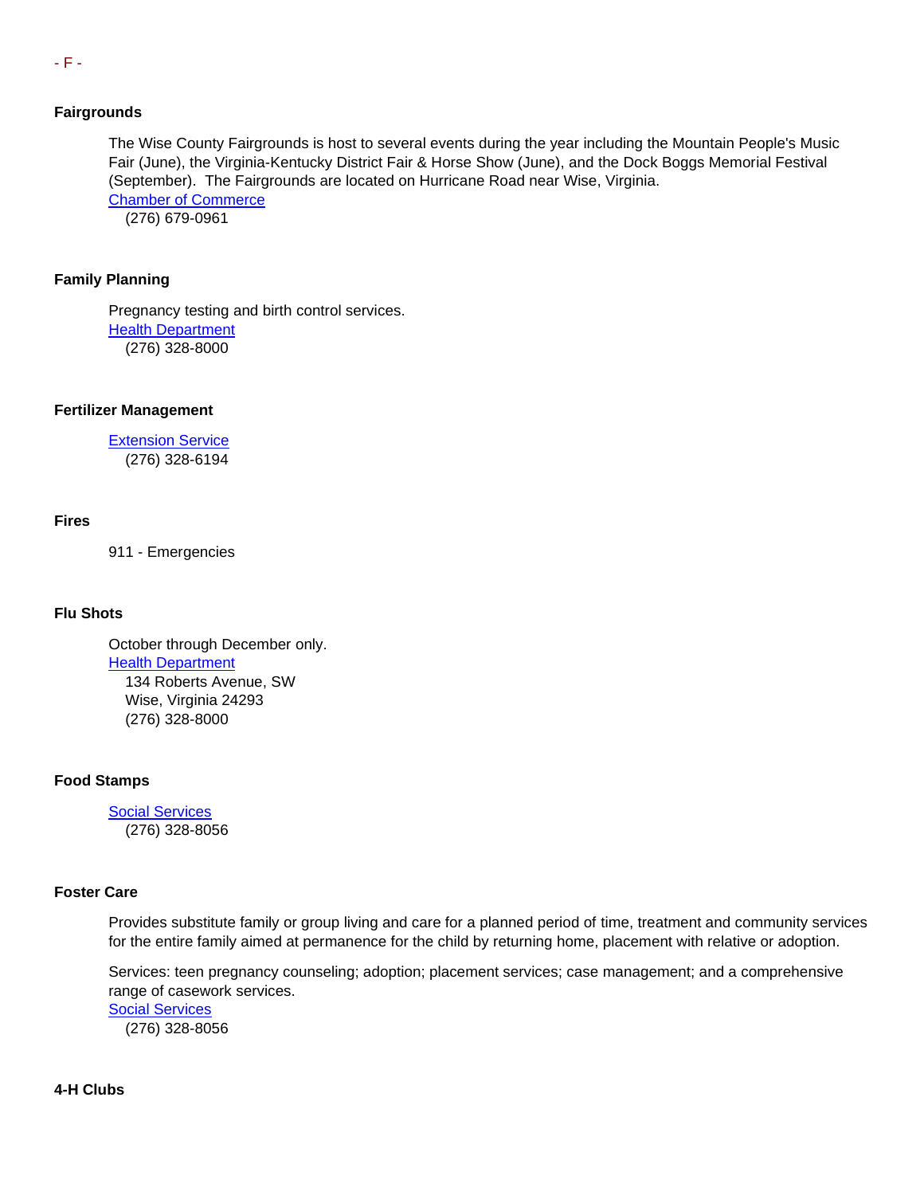- F -

**Fairgrounds**

The Wise County Fairgrounds is host to several events during the year including the Mountain People's Music Fair (June), the Virginia-Kentucky District Fair & Horse Show (June), and the Dock Boggs Memorial Festival (September). The Fairgrounds are located on Hurricane Road near Wise, Virginia.
Chamber of Commerce
(276) 679-0961

**Family Planning**

Pregnancy testing and birth control services.
Health Department
(276) 328-8000

**Fertilizer Management**

Extension Service
(276) 328-6194

**Fires**

911 - Emergencies

**Flu Shots**

October through December only.
Health Department
134 Roberts Avenue, SW
Wise, Virginia 24293
(276) 328-8000

**Food Stamps**

Social Services
(276) 328-8056

**Foster Care**

Provides substitute family or group living and care for a planned period of time, treatment and community services for the entire family aimed at permanence for the child by returning home, placement with relative or adoption.

Services: teen pregnancy counseling; adoption; placement services; case management; and a comprehensive range of casework services.
Social Services
(276) 328-8056

**4-H Clubs**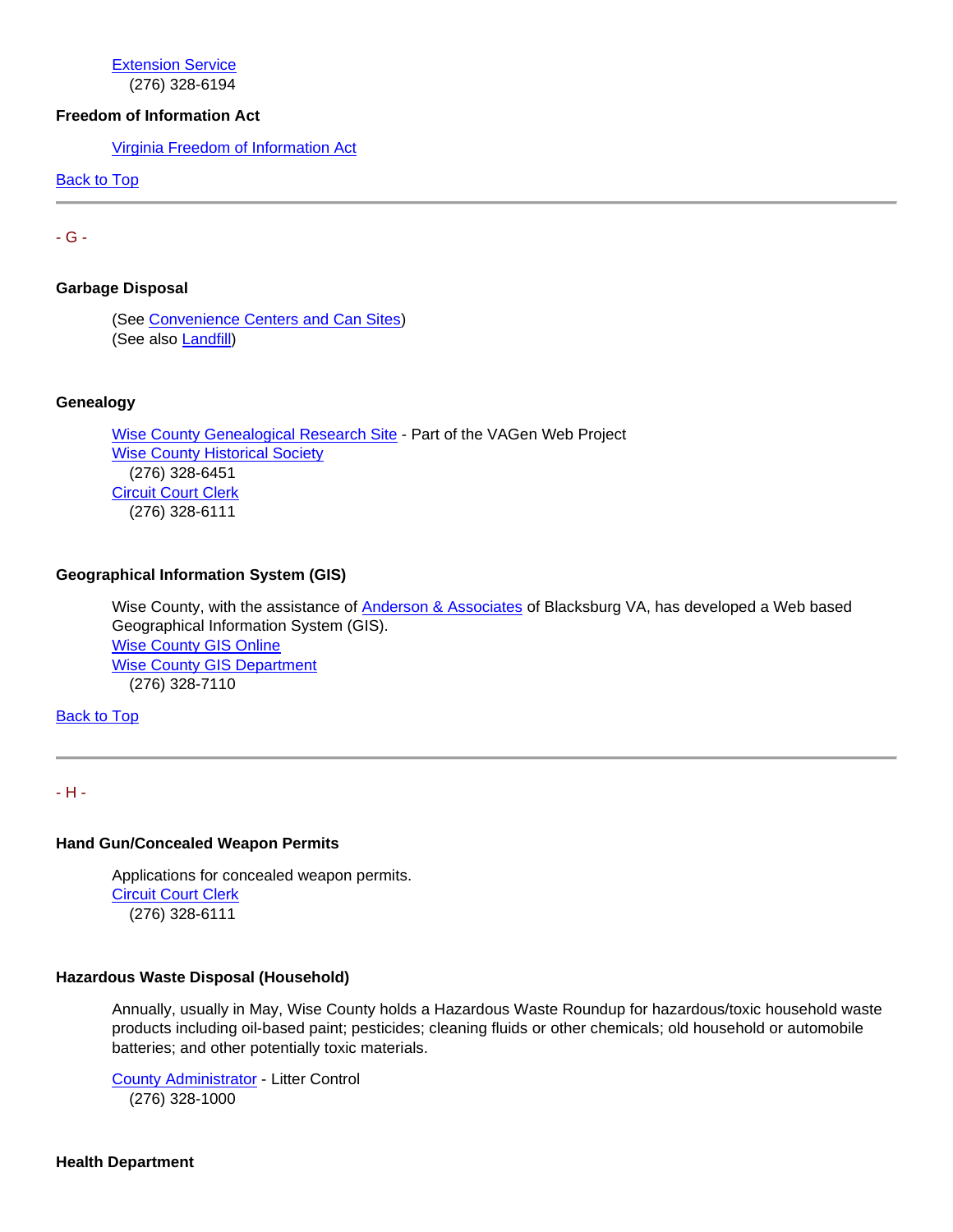Extension Service
(276) 328-6194

**Freedom of Information Act**

Virginia Freedom of Information Act

Back to Top

---

- G -

**Garbage Disposal**

(See Convenience Centers and Can Sites)
(See also Landfill)

**Genealogy**

Wise County Genealogical Research Site - Part of the VAGen Web Project
Wise County Historical Society
(276) 328-6451
Circuit Court Clerk
(276) 328-6111

**Geographical Information System (GIS)**

Wise County, with the assistance of Anderson & Associates of Blacksburg VA, has developed a Web based Geographical Information System (GIS).
Wise County GIS Online
Wise County GIS Department
(276) 328-7110

Back to Top

---

- H -

**Hand Gun/Concealed Weapon Permits**

Applications for concealed weapon permits.
Circuit Court Clerk
(276) 328-6111

**Hazardous Waste Disposal (Household)**

Annually, usually in May, Wise County holds a Hazardous Waste Roundup for hazardous/toxic household waste products including oil-based paint; pesticides; cleaning fluids or other chemicals; old household or automobile batteries; and other potentially toxic materials.

County Administrator - Litter Control
(276) 328-1000

**Health Department**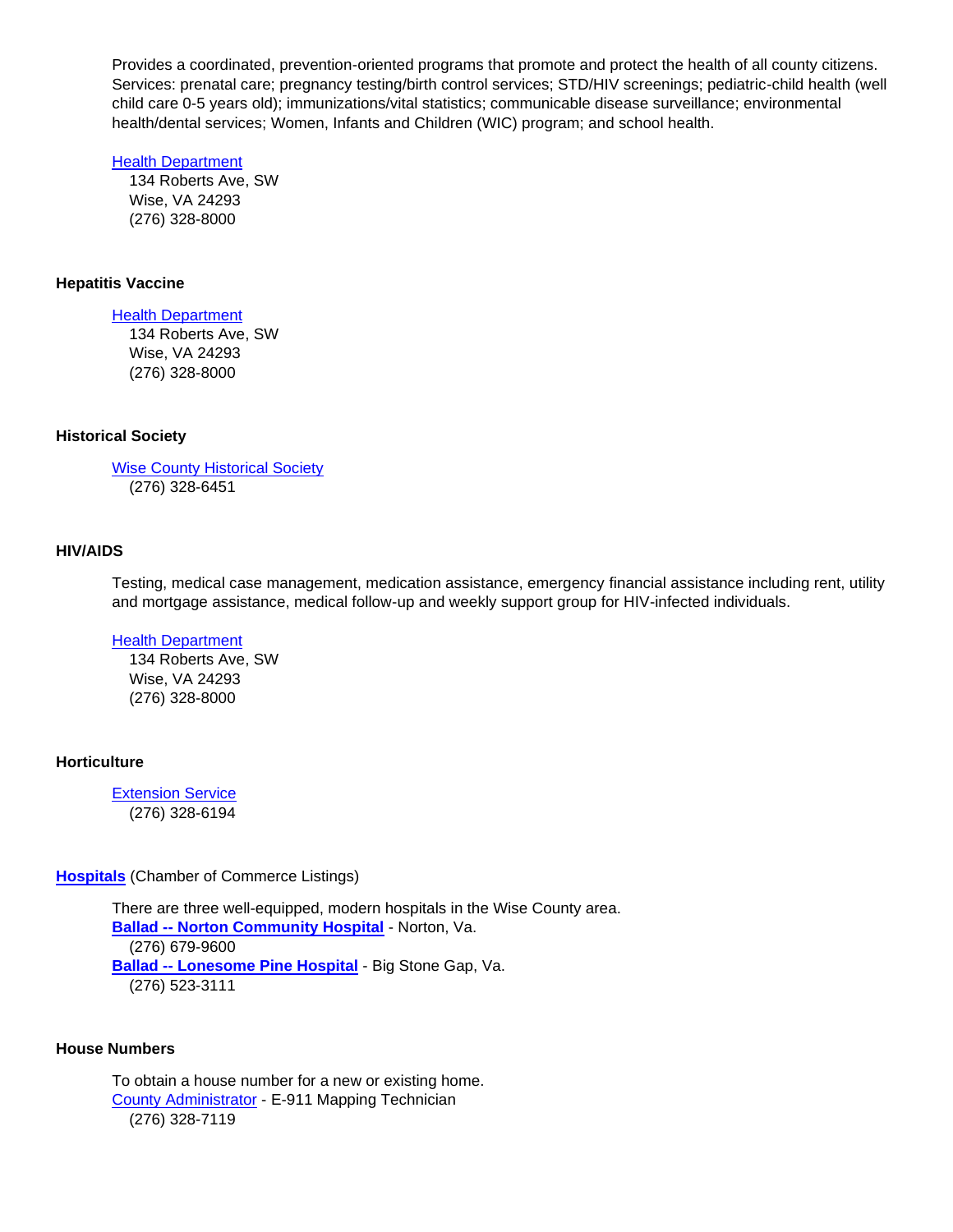Provides a coordinated, prevention-oriented programs that promote and protect the health of all county citizens. Services: prenatal care; pregnancy testing/birth control services; STD/HIV screenings; pediatric-child health (well child care 0-5 years old); immunizations/vital statistics; communicable disease surveillance; environmental health/dental services; Women, Infants and Children (WIC) program; and school health.

Health Department
134 Roberts Ave, SW
Wise, VA 24293
(276) 328-8000

**Hepatitis Vaccine**

Health Department
134 Roberts Ave, SW
Wise, VA 24293
(276) 328-8000

**Historical Society**

Wise County Historical Society
(276) 328-6451

**HIV/AIDS**

Testing, medical case management, medication assistance, emergency financial assistance including rent, utility and mortgage assistance, medical follow-up and weekly support group for HIV-infected individuals.

Health Department
134 Roberts Ave, SW
Wise, VA 24293
(276) 328-8000

**Horticulture**

Extension Service
(276) 328-6194

**Hospitals** (Chamber of Commerce Listings)

There are three well-equipped, modern hospitals in the Wise County area.
**Ballad -- Norton Community Hospital** - Norton, Va.
(276) 679-9600
**Ballad -- Lonesome Pine Hospital** - Big Stone Gap, Va.
(276) 523-3111

**House Numbers**

To obtain a house number for a new or existing home.
County Administrator - E-911 Mapping Technician
(276) 328-7119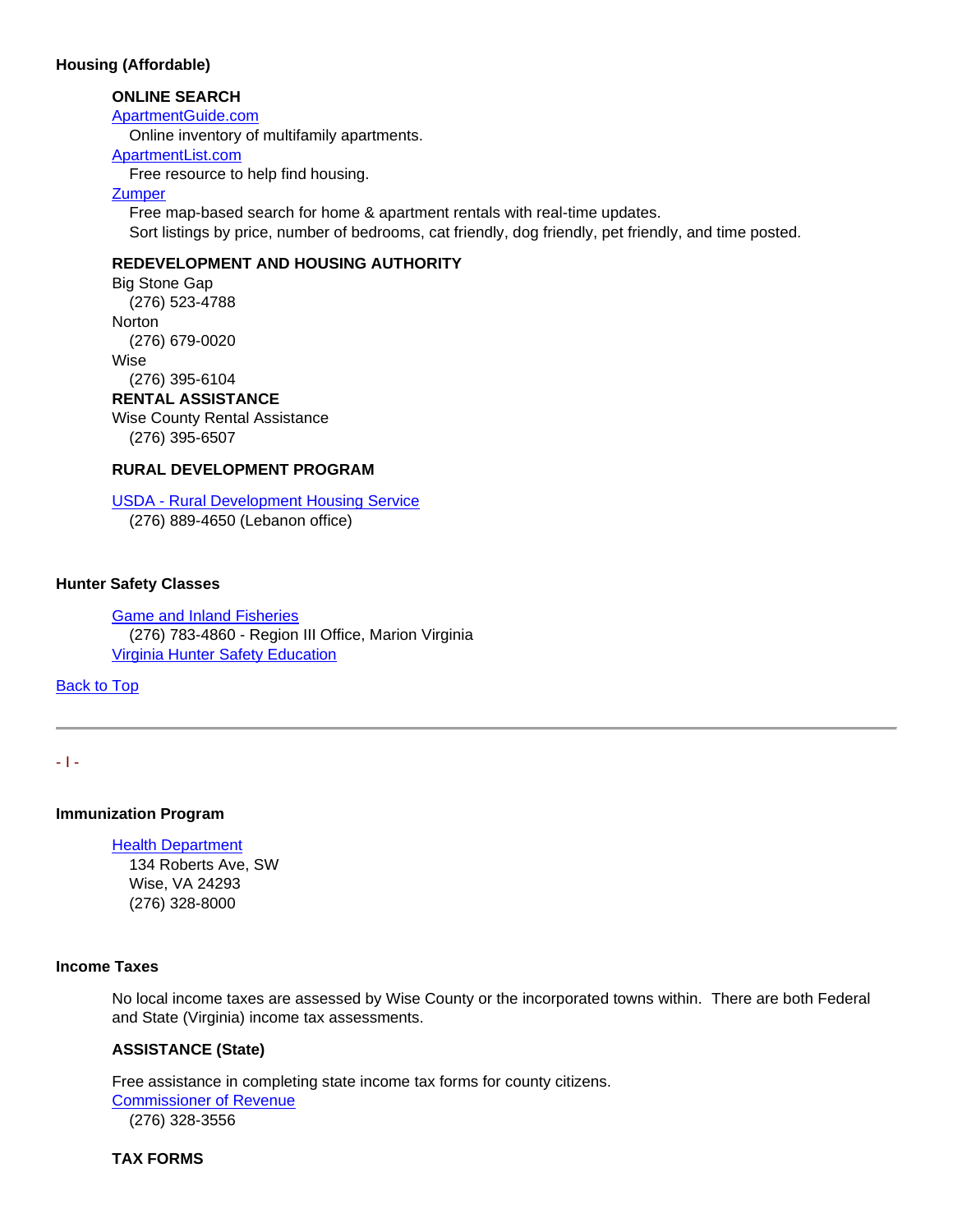**Housing (Affordable)**

**ONLINE SEARCH**

ApartmentGuide.com
Online inventory of multifamily apartments.

ApartmentList.com
Free resource to help find housing.

Zumper
Free map-based search for home & apartment rentals with real-time updates.
Sort listings by price, number of bedrooms, cat friendly, dog friendly, pet friendly, and time posted.

**REDEVELOPMENT AND HOUSING AUTHORITY**

Big Stone Gap
(276) 523-4788

Norton
(276) 679-0020

Wise
(276) 395-6104

**RENTAL ASSISTANCE**

Wise County Rental Assistance
(276) 395-6507

**RURAL DEVELOPMENT PROGRAM**

USDA - Rural Development Housing Service
(276) 889-4650 (Lebanon office)

**Hunter Safety Classes**

Game and Inland Fisheries
(276) 783-4860 - Region III Office, Marion Virginia

Virginia Hunter Safety Education

Back to Top

---

- I -

**Immunization Program**

Health Department
134 Roberts Ave, SW
Wise, VA 24293
(276) 328-8000

**Income Taxes**

No local income taxes are assessed by Wise County or the incorporated towns within. There are both Federal and State (Virginia) income tax assessments.

**ASSISTANCE (State)**

Free assistance in completing state income tax forms for county citizens.

Commissioner of Revenue
(276) 328-3556

**TAX FORMS**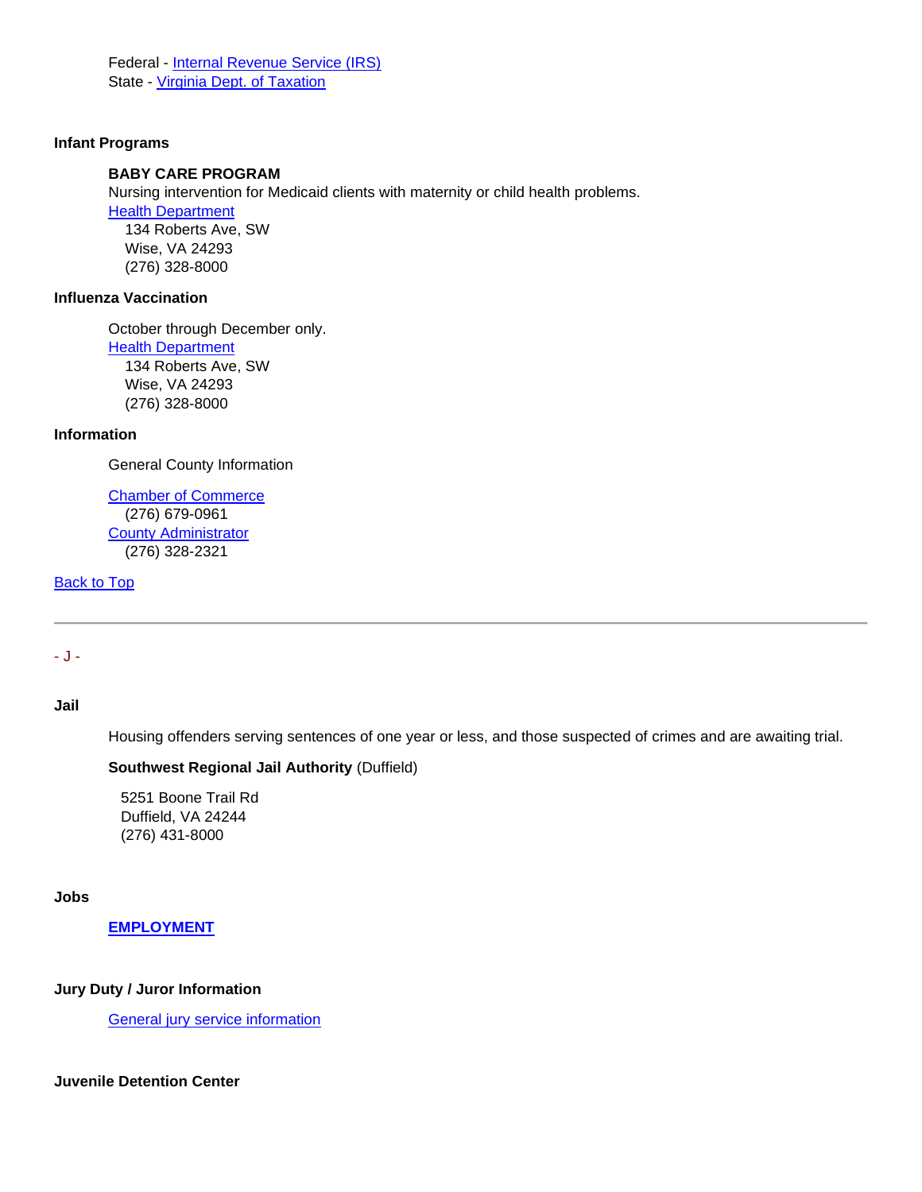Federal - Internal Revenue Service (IRS)
State - Virginia Dept. of Taxation

**Infant Programs**

**BABY CARE PROGRAM**
Nursing intervention for Medicaid clients with maternity or child health problems.
Health Department
134 Roberts Ave, SW
Wise, VA 24293
(276) 328-8000

**Influenza Vaccination**

October through December only.
Health Department
134 Roberts Ave, SW
Wise, VA 24293
(276) 328-8000

**Information**

General County Information

Chamber of Commerce
(276) 679-0961
County Administrator
(276) 328-2321

Back to Top

---

- J -

**Jail**

Housing offenders serving sentences of one year or less, and those suspected of crimes and are awaiting trial.

**Southwest Regional Jail Authority** (Duffield)

5251 Boone Trail Rd
Duffield, VA 24244
(276) 431-8000

**Jobs**

**EMPLOYMENT**

**Jury Duty / Juror Information**

General jury service information

**Juvenile Detention Center**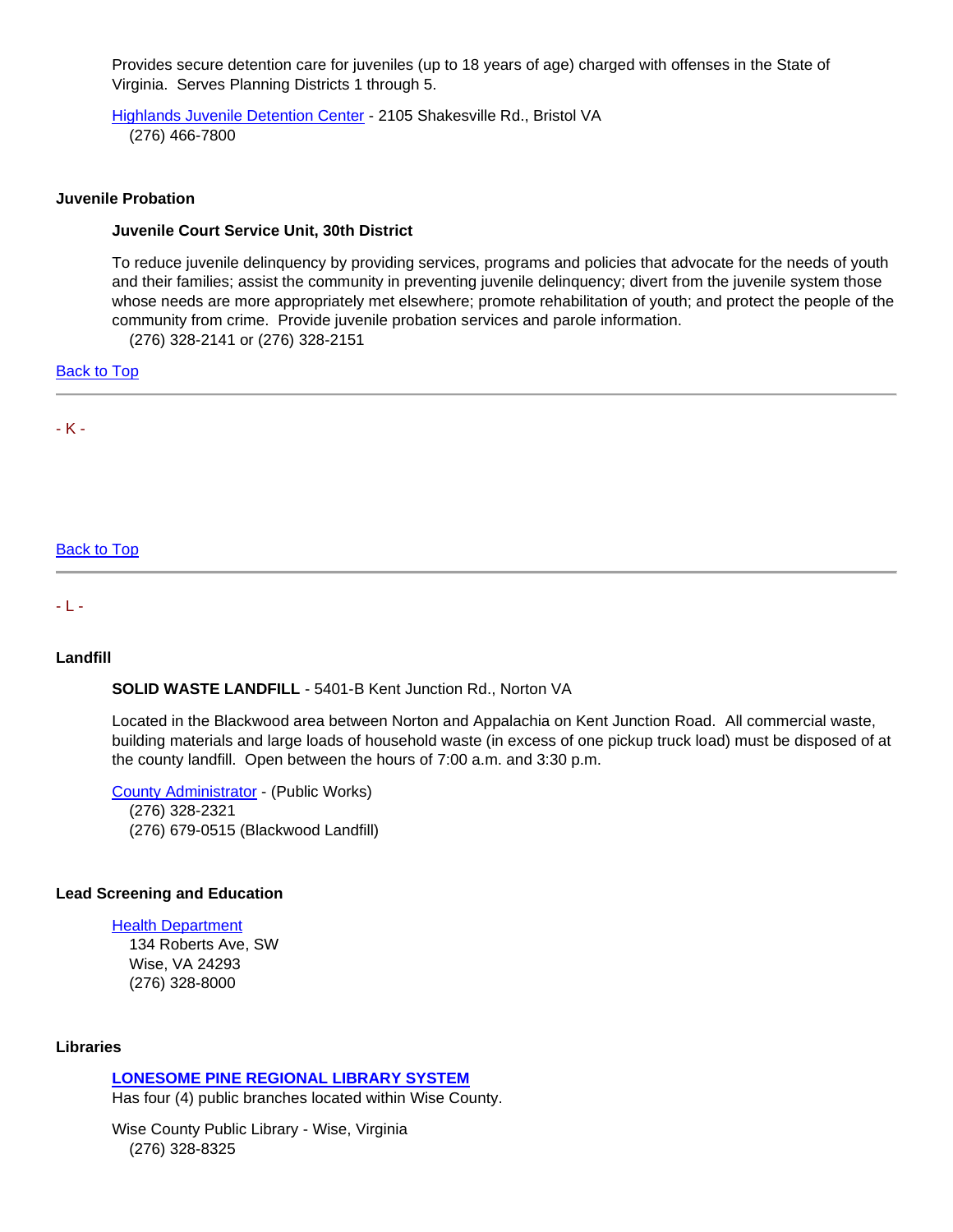Provides secure detention care for juveniles (up to 18 years of age) charged with offenses in the State of Virginia. Serves Planning Districts 1 through 5.

Highlands Juvenile Detention Center - 2105 Shakesville Rd., Bristol VA
(276) 466-7800

**Juvenile Probation**

**Juvenile Court Service Unit, 30th District**

To reduce juvenile delinquency by providing services, programs and policies that advocate for the needs of youth and their families; assist the community in preventing juvenile delinquency; divert from the juvenile system those whose needs are more appropriately met elsewhere; promote rehabilitation of youth; and protect the people of the community from crime. Provide juvenile probation services and parole information.
(276) 328-2141 or (276) 328-2151

Back to Top

---

- K -

Back to Top

---

- L -

**Landfill**

**SOLID WASTE LANDFILL** - 5401-B Kent Junction Rd., Norton VA

Located in the Blackwood area between Norton and Appalachia on Kent Junction Road. All commercial waste, building materials and large loads of household waste (in excess of one pickup truck load) must be disposed of at the county landfill. Open between the hours of 7:00 a.m. and 3:30 p.m.

County Administrator - (Public Works)
(276) 328-2321
(276) 679-0515 (Blackwood Landfill)

**Lead Screening and Education**

Health Department
134 Roberts Ave, SW
Wise, VA 24293
(276) 328-8000

**Libraries**

**LONESOME PINE REGIONAL LIBRARY SYSTEM**
Has four (4) public branches located within Wise County.

Wise County Public Library - Wise, Virginia
(276) 328-8325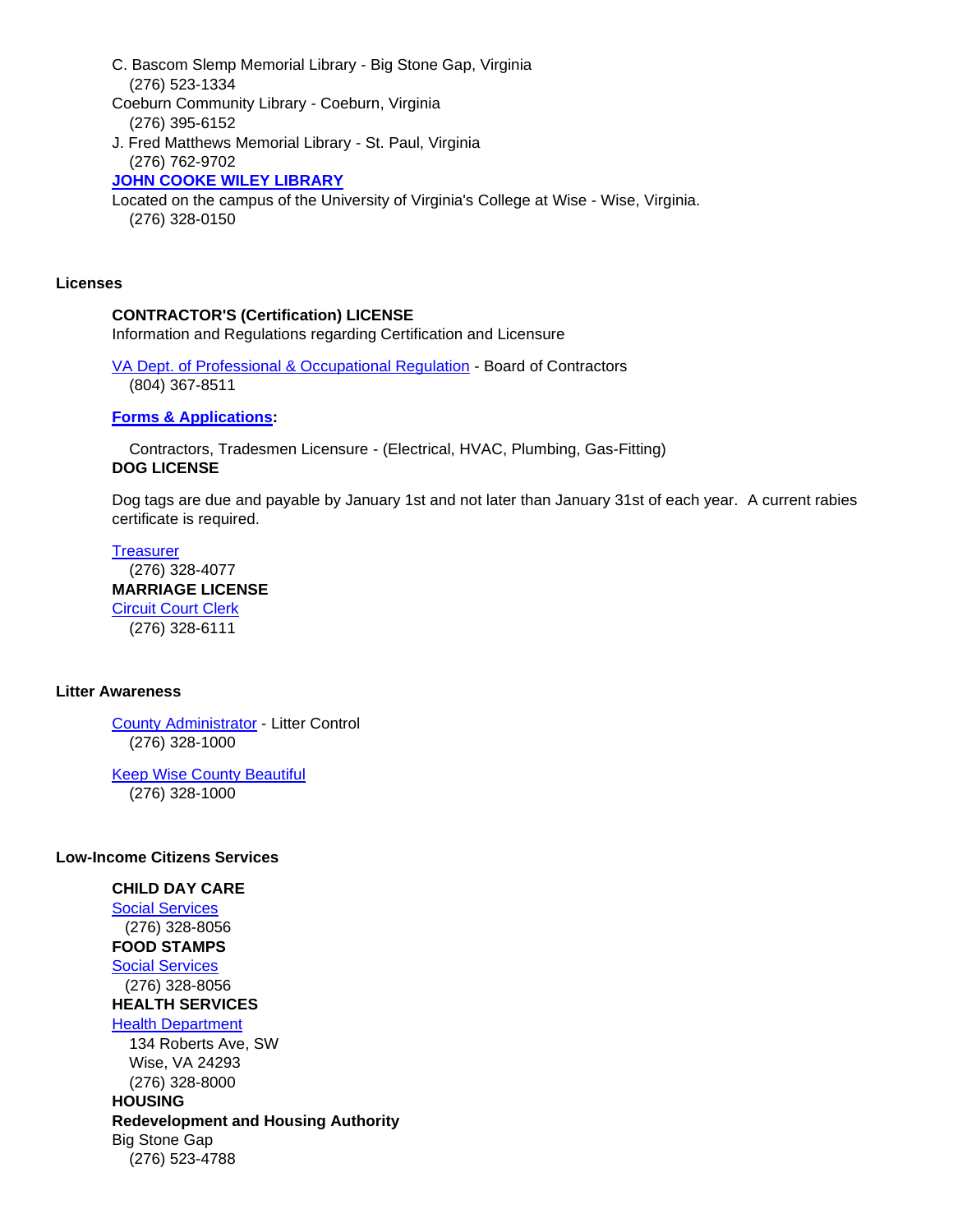C. Bascom Slemp Memorial Library - Big Stone Gap, Virginia
(276) 523-1334
Coeburn Community Library - Coeburn, Virginia
(276) 395-6152
J. Fred Matthews Memorial Library - St. Paul, Virginia
(276) 762-9702
**JOHN COOKE WILEY LIBRARY**
Located on the campus of the University of Virginia's College at Wise - Wise, Virginia.
(276) 328-0150

### Licenses

**CONTRACTOR'S (Certification) LICENSE**
Information and Regulations regarding Certification and Licensure

VA Dept. of Professional & Occupational Regulation - Board of Contractors
(804) 367-8511

**Forms & Applications:**

Contractors, Tradesmen Licensure - (Electrical, HVAC, Plumbing, Gas-Fitting)

**DOG LICENSE**

Dog tags are due and payable by January 1st and not later than January 31st of each year. A current rabies certificate is required.

Treasurer
(276) 328-4077

**MARRIAGE LICENSE**
Circuit Court Clerk
(276) 328-6111

### Litter Awareness

County Administrator - Litter Control
(276) 328-1000

Keep Wise County Beautiful
(276) 328-1000

### Low-Income Citizens Services

**CHILD DAY CARE**
Social Services
(276) 328-8056

**FOOD STAMPS**
Social Services
(276) 328-8056

**HEALTH SERVICES**
Health Department
134 Roberts Ave, SW
Wise, VA 24293
(276) 328-8000

**HOUSING**
**Redevelopment and Housing Authority**
Big Stone Gap
(276) 523-4788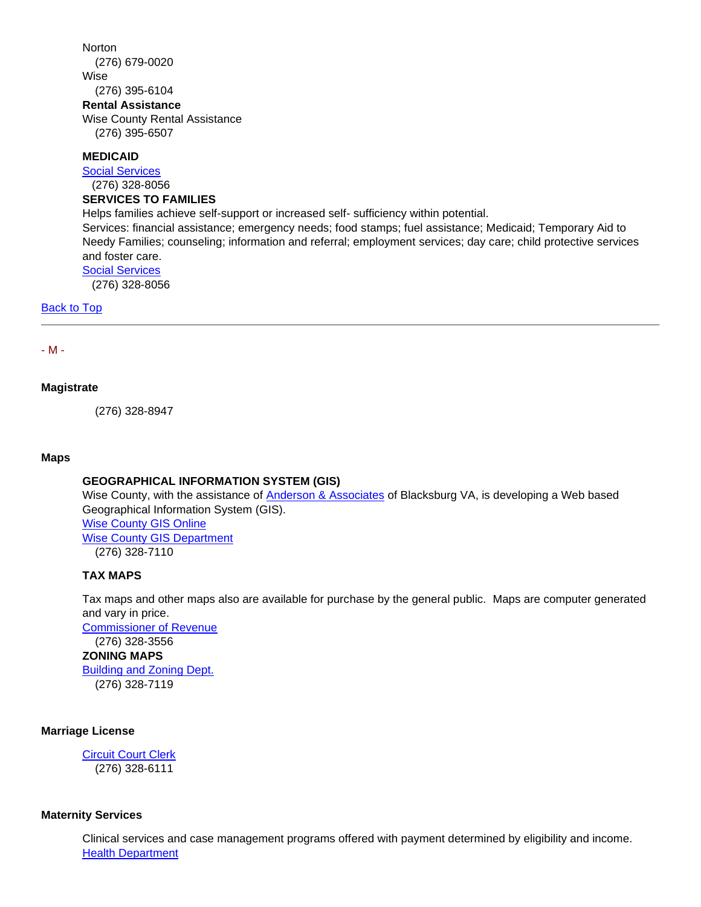Norton
(276) 679-0020
Wise
(276) 395-6104

**Rental Assistance**
Wise County Rental Assistance
(276) 395-6507

**MEDICAID**
Social Services
(276) 328-8056

**SERVICES TO FAMILIES**
Helps families achieve self-support or increased self- sufficiency within potential.
Services: financial assistance; emergency needs; food stamps; fuel assistance; Medicaid; Temporary Aid to Needy Families; counseling; information and referral; employment services; day care; child protective services and foster care.
Social Services
(276) 328-8056

Back to Top

---

- M -

### Magistrate

(276) 328-8947

### Maps

**GEOGRAPHICAL INFORMATION SYSTEM (GIS)**
Wise County, with the assistance of Anderson & Associates of Blacksburg VA, is developing a Web based Geographical Information System (GIS).
Wise County GIS Online
Wise County GIS Department
(276) 328-7110

**TAX MAPS**

Tax maps and other maps also are available for purchase by the general public. Maps are computer generated and vary in price.
Commissioner of Revenue
(276) 328-3556

**ZONING MAPS**
Building and Zoning Dept.
(276) 328-7119

### Marriage License

Circuit Court Clerk
(276) 328-6111

### Maternity Services

Clinical services and case management programs offered with payment determined by eligibility and income.
Health Department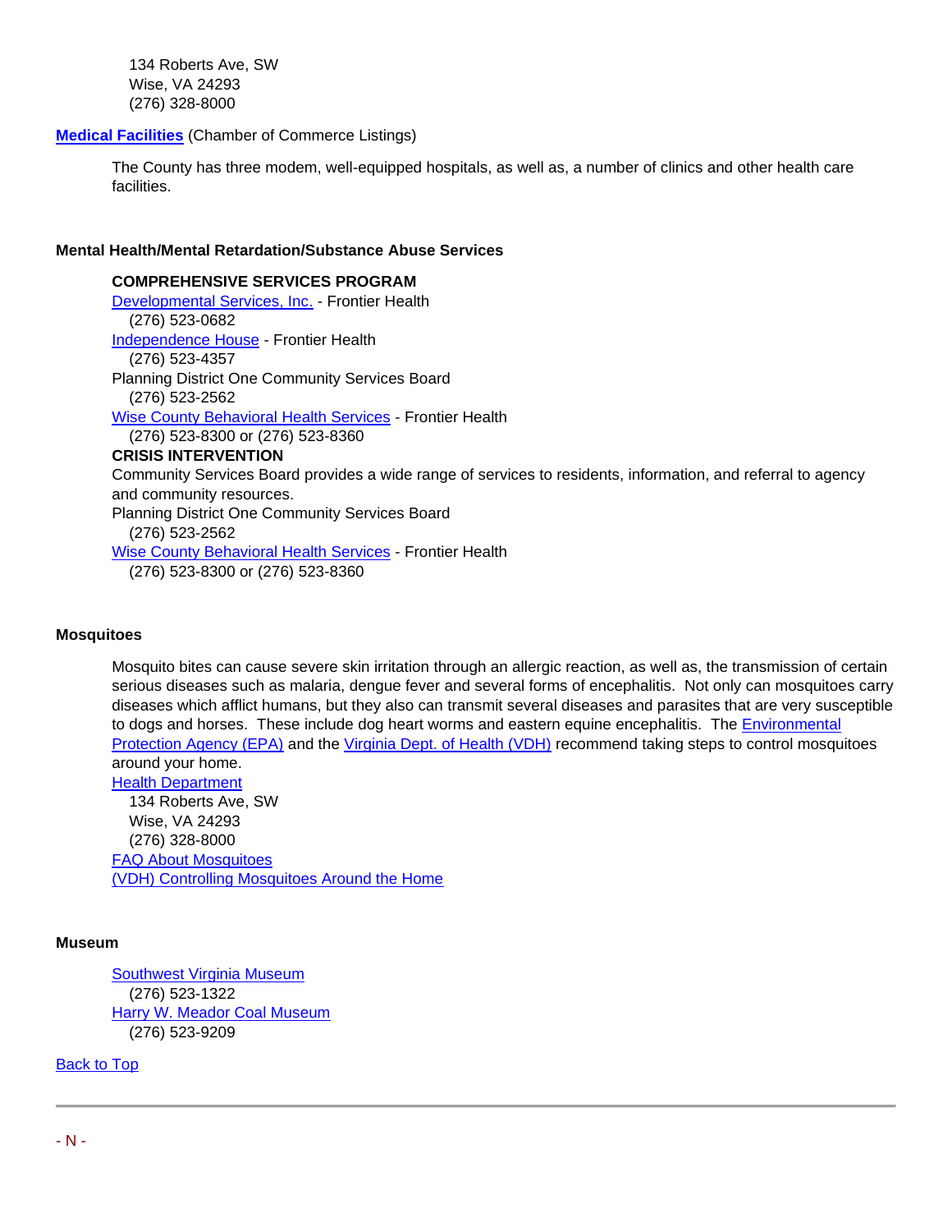134 Roberts Ave, SW
Wise, VA 24293
(276) 328-8000

**Medical Facilities** (Chamber of Commerce Listings)

The County has three modem, well-equipped hospitals, as well as, a number of clinics and other health care facilities.

**Mental Health/Mental Retardation/Substance Abuse Services**

**COMPREHENSIVE SERVICES PROGRAM**

Developmental Services, Inc. - Frontier Health
(276) 523-0682

Independence House - Frontier Health
(276) 523-4357

Planning District One Community Services Board
(276) 523-2562

Wise County Behavioral Health Services - Frontier Health
(276) 523-8300 or (276) 523-8360

**CRISIS INTERVENTION**

Community Services Board provides a wide range of services to residents, information, and referral to agency and community resources.

Planning District One Community Services Board
(276) 523-2562

Wise County Behavioral Health Services - Frontier Health
(276) 523-8300 or (276) 523-8360

**Mosquitoes**

Mosquito bites can cause severe skin irritation through an allergic reaction, as well as, the transmission of certain serious diseases such as malaria, dengue fever and several forms of encephalitis. Not only can mosquitoes carry diseases which afflict humans, but they also can transmit several diseases and parasites that are very susceptible to dogs and horses. These include dog heart worms and eastern equine encephalitis. The Environmental Protection Agency (EPA) and the Virginia Dept. of Health (VDH) recommend taking steps to control mosquitoes around your home.

Health Department
134 Roberts Ave, SW
Wise, VA 24293
(276) 328-8000

FAQ About Mosquitoes

(VDH) Controlling Mosquitoes Around the Home

**Museum**

Southwest Virginia Museum
(276) 523-1322

Harry W. Meador Coal Museum
(276) 523-9209

Back to Top

---

- N -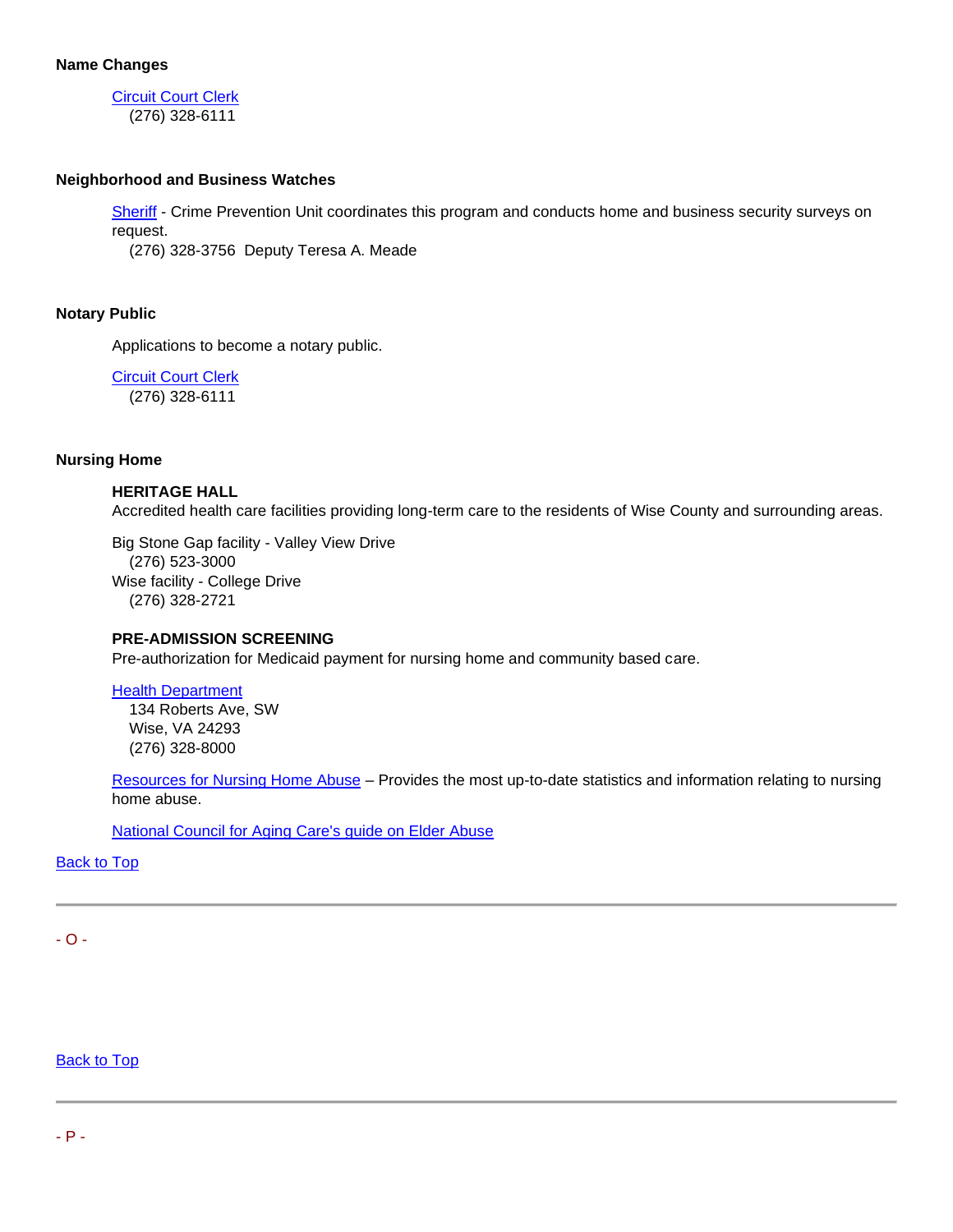**Name Changes**

Circuit Court Clerk
(276) 328-6111

**Neighborhood and Business Watches**

Sheriff - Crime Prevention Unit coordinates this program and conducts home and business security surveys on request.
(276) 328-3756 Deputy Teresa A. Meade

**Notary Public**

Applications to become a notary public.

Circuit Court Clerk
(276) 328-6111

**Nursing Home**

**HERITAGE HALL**
Accredited health care facilities providing long-term care to the residents of Wise County and surrounding areas.

Big Stone Gap facility - Valley View Drive
(276) 523-3000
Wise facility - College Drive
(276) 328-2721

**PRE-ADMISSION SCREENING**
Pre-authorization for Medicaid payment for nursing home and community based care.

Health Department
134 Roberts Ave, SW
Wise, VA 24293
(276) 328-8000

Resources for Nursing Home Abuse – Provides the most up-to-date statistics and information relating to nursing home abuse.

National Council for Aging Care's guide on Elder Abuse

Back to Top

---

- O -

Back to Top

---

- P -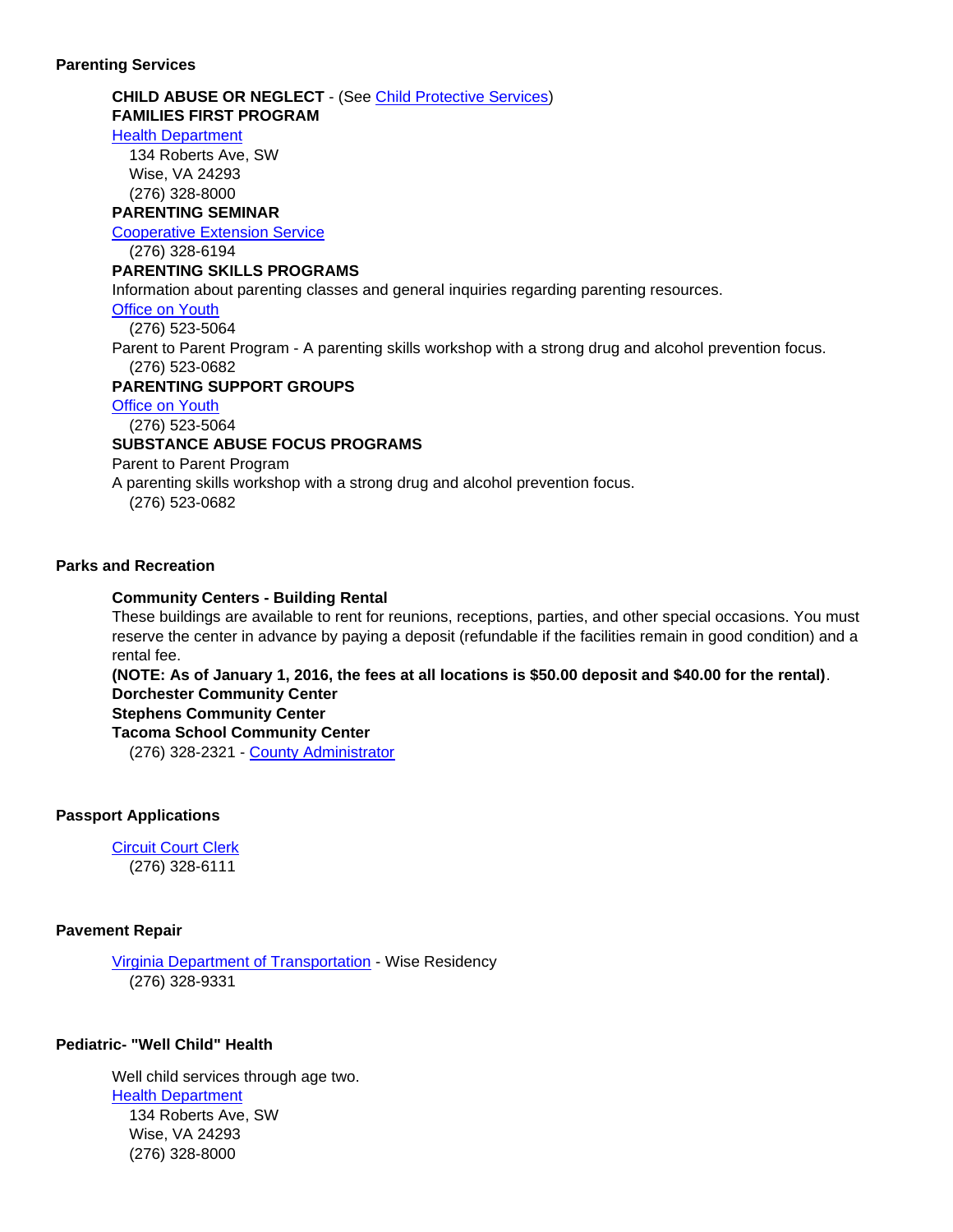## Parenting Services

**CHILD ABUSE OR NEGLECT** - (See Child Protective Services)

**FAMILIES FIRST PROGRAM**

Health Department
134 Roberts Ave, SW
Wise, VA 24293
(276) 328-8000

**PARENTING SEMINAR**

Cooperative Extension Service
(276) 328-6194

**PARENTING SKILLS PROGRAMS**

Information about parenting classes and general inquiries regarding parenting resources.

Office on Youth
(276) 523-5064

Parent to Parent Program - A parenting skills workshop with a strong drug and alcohol prevention focus.
(276) 523-0682

**PARENTING SUPPORT GROUPS**

Office on Youth
(276) 523-5064

**SUBSTANCE ABUSE FOCUS PROGRAMS**

Parent to Parent Program
A parenting skills workshop with a strong drug and alcohol prevention focus.
(276) 523-0682

## Parks and Recreation

**Community Centers - Building Rental**

These buildings are available to rent for reunions, receptions, parties, and other special occasions. You must reserve the center in advance by paying a deposit (refundable if the facilities remain in good condition) and a rental fee.

**(NOTE: As of January 1, 2016, the fees at all locations is $50.00 deposit and $40.00 for the rental)**.

**Dorchester Community Center**
**Stephens Community Center**
**Tacoma School Community Center**
(276) 328-2321 - County Administrator

## Passport Applications

Circuit Court Clerk
(276) 328-6111

## Pavement Repair

Virginia Department of Transportation - Wise Residency
(276) 328-9331

## Pediatric- "Well Child" Health

Well child services through age two.

Health Department
134 Roberts Ave, SW
Wise, VA 24293
(276) 328-8000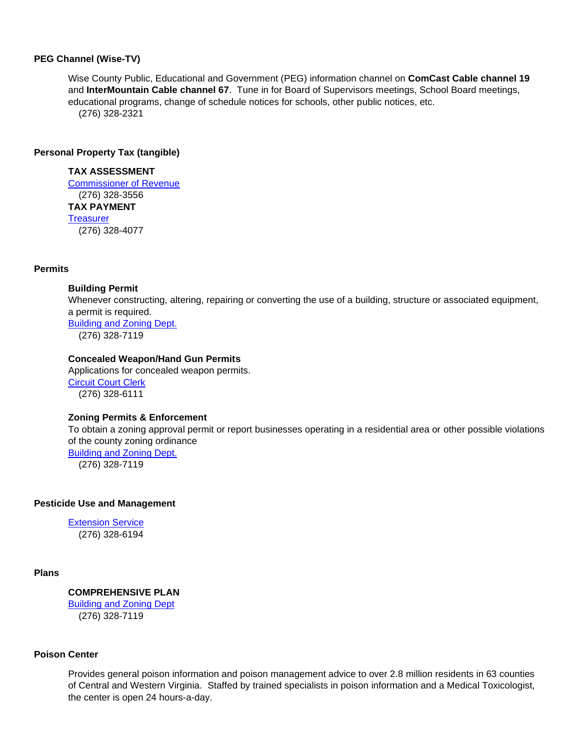## PEG Channel (Wise-TV)

Wise County Public, Educational and Government (PEG) information channel on **ComCast Cable channel 19** and **InterMountain Cable channel 67**. Tune in for Board of Supervisors meetings, School Board meetings, educational programs, change of schedule notices for schools, other public notices, etc.

(276) 328-2321

## Personal Property Tax (tangible)

**TAX ASSESSMENT**

Commissioner of Revenue

(276) 328-3556

**TAX PAYMENT**

Treasurer

(276) 328-4077

## Permits

**Building Permit**

Whenever constructing, altering, repairing or converting the use of a building, structure or associated equipment, a permit is required.

Building and Zoning Dept.

(276) 328-7119

**Concealed Weapon/Hand Gun Permits**

Applications for concealed weapon permits.

Circuit Court Clerk

(276) 328-6111

**Zoning Permits & Enforcement**

To obtain a zoning approval permit or report businesses operating in a residential area or other possible violations of the county zoning ordinance

Building and Zoning Dept.

(276) 328-7119

## Pesticide Use and Management

Extension Service

(276) 328-6194

## Plans

**COMPREHENSIVE PLAN**

Building and Zoning Dept

(276) 328-7119

## Poison Center

Provides general poison information and poison management advice to over 2.8 million residents in 63 counties of Central and Western Virginia. Staffed by trained specialists in poison information and a Medical Toxicologist, the center is open 24 hours-a-day.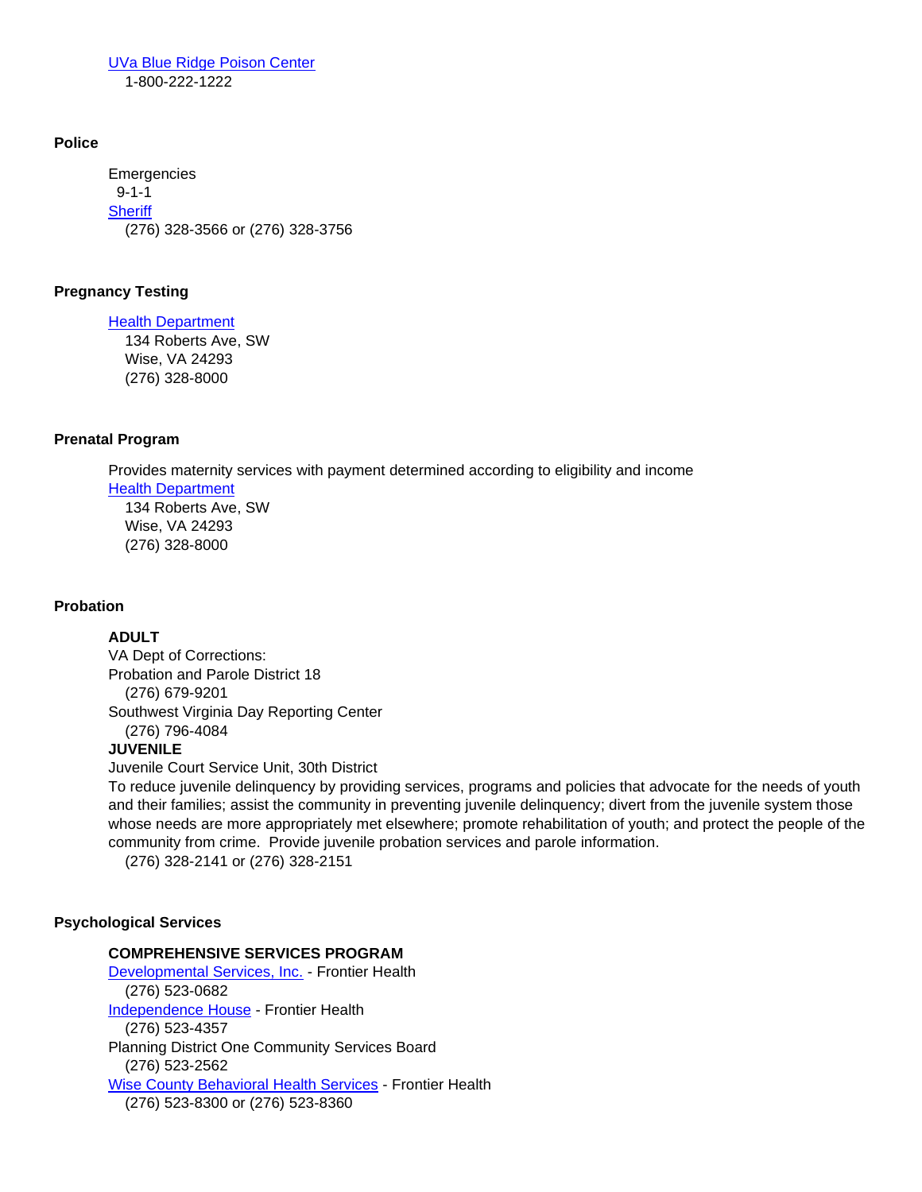UVa Blue Ridge Poison Center
1-800-222-1222

### Police

Emergencies
9-1-1
Sheriff
(276) 328-3566 or (276) 328-3756

### Pregnancy Testing

Health Department
134 Roberts Ave, SW
Wise, VA 24293
(276) 328-8000

### Prenatal Program

Provides maternity services with payment determined according to eligibility and income
Health Department
134 Roberts Ave, SW
Wise, VA 24293
(276) 328-8000

### Probation

**ADULT**
VA Dept of Corrections:
Probation and Parole District 18
(276) 679-9201
Southwest Virginia Day Reporting Center
(276) 796-4084
**JUVENILE**
Juvenile Court Service Unit, 30th District
To reduce juvenile delinquency by providing services, programs and policies that advocate for the needs of youth and their families; assist the community in preventing juvenile delinquency; divert from the juvenile system those whose needs are more appropriately met elsewhere; promote rehabilitation of youth; and protect the people of the community from crime. Provide juvenile probation services and parole information.
(276) 328-2141 or (276) 328-2151

### Psychological Services

**COMPREHENSIVE SERVICES PROGRAM**
Developmental Services, Inc. - Frontier Health
(276) 523-0682
Independence House - Frontier Health
(276) 523-4357
Planning District One Community Services Board
(276) 523-2562
Wise County Behavioral Health Services - Frontier Health
(276) 523-8300 or (276) 523-8360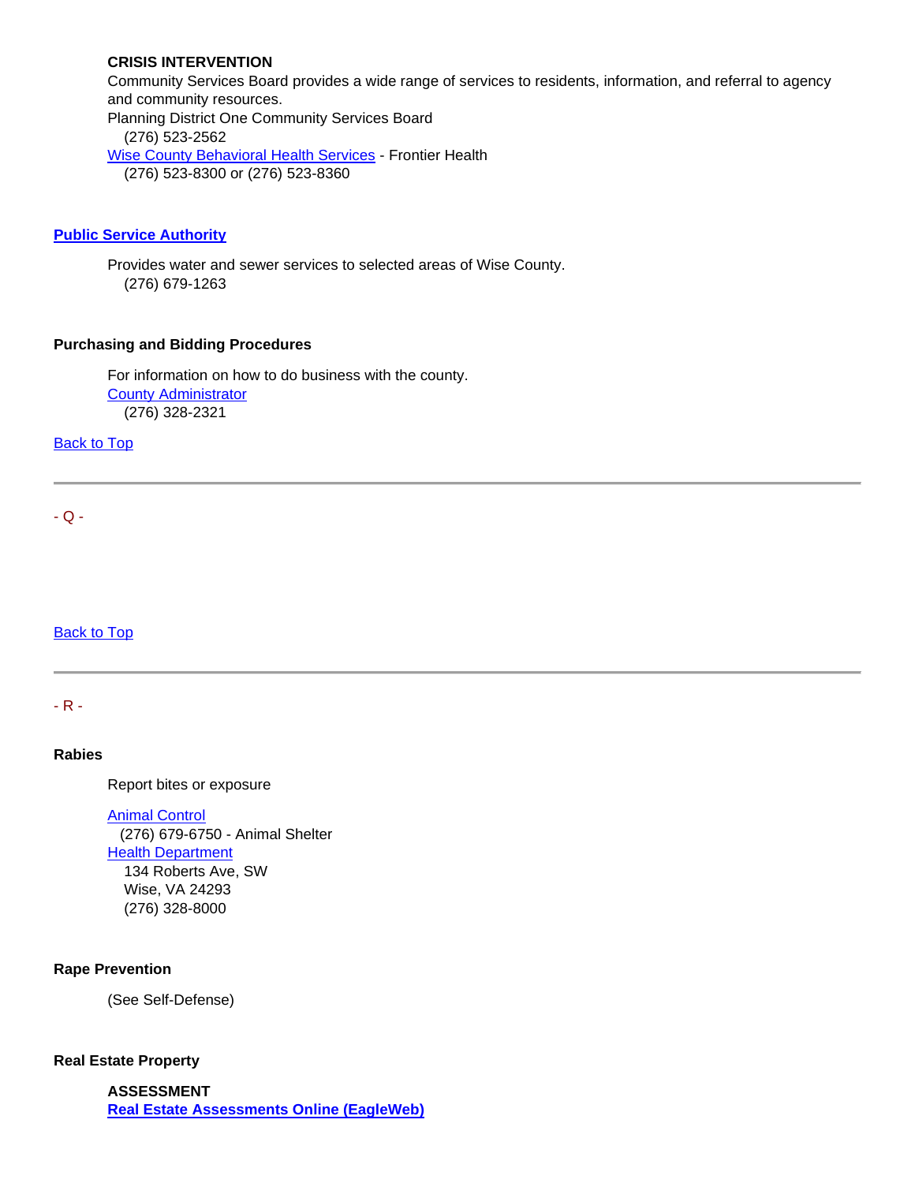**CRISIS INTERVENTION**
Community Services Board provides a wide range of services to residents, information, and referral to agency and community resources.
Planning District One Community Services Board
(276) 523-2562
Wise County Behavioral Health Services - Frontier Health
(276) 523-8300 or (276) 523-8360

**Public Service Authority**

Provides water and sewer services to selected areas of Wise County.
(276) 679-1263

**Purchasing and Bidding Procedures**

For information on how to do business with the county.
County Administrator
(276) 328-2321

Back to Top

---

- Q -

Back to Top

---

- R -

**Rabies**

Report bites or exposure

Animal Control
(276) 679-6750 - Animal Shelter
Health Department
134 Roberts Ave, SW
Wise, VA 24293
(276) 328-8000

**Rape Prevention**

(See Self-Defense)

**Real Estate Property**

**ASSESSMENT**
**Real Estate Assessments Online (EagleWeb)**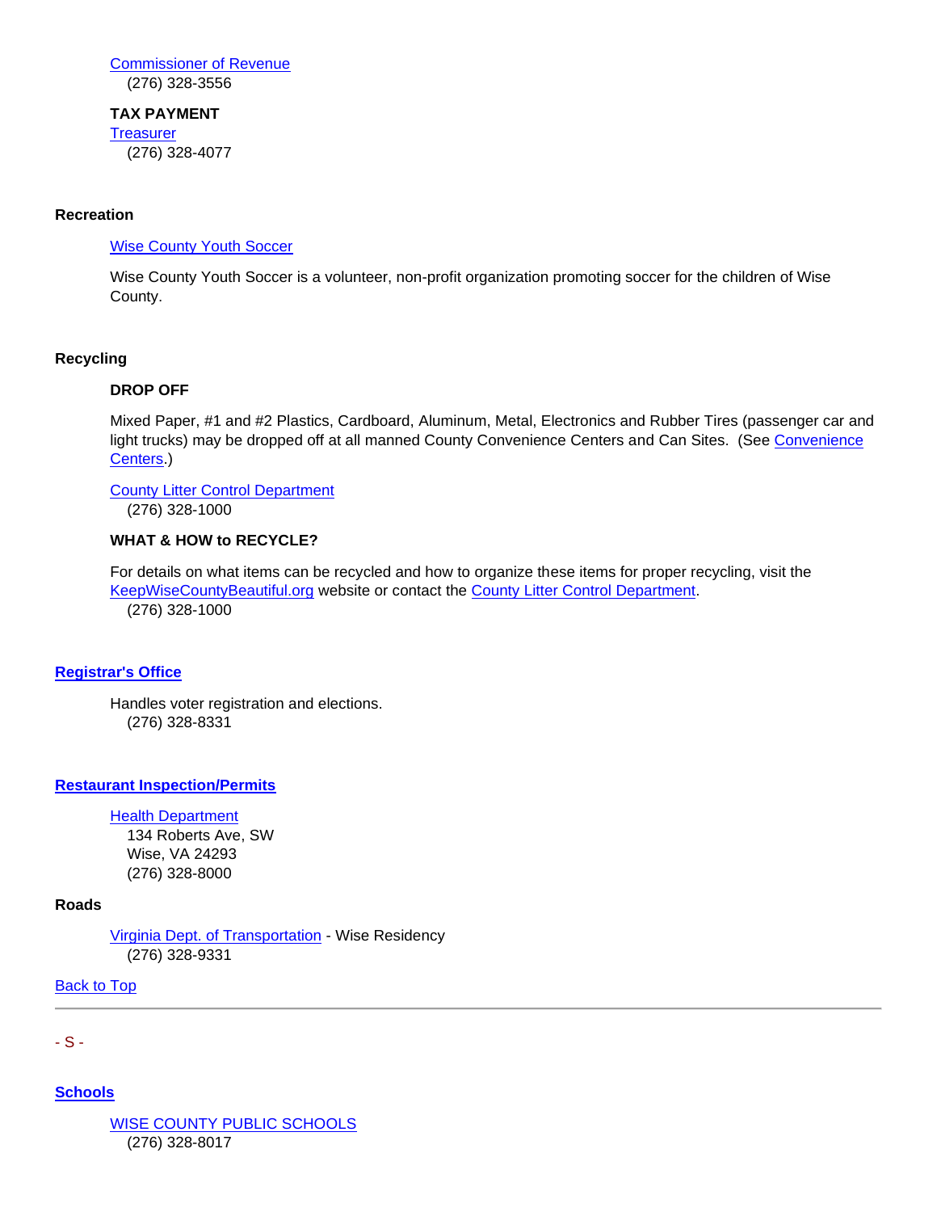Commissioner of Revenue
(276) 328-3556

**TAX PAYMENT**
Treasurer
(276) 328-4077

**Recreation**

Wise County Youth Soccer

Wise County Youth Soccer is a volunteer, non-profit organization promoting soccer for the children of Wise County.

**Recycling**

**DROP OFF**

Mixed Paper, #1 and #2 Plastics, Cardboard, Aluminum, Metal, Electronics and Rubber Tires (passenger car and light trucks) may be dropped off at all manned County Convenience Centers and Can Sites. (See Convenience Centers.)

County Litter Control Department
(276) 328-1000

**WHAT & HOW to RECYCLE?**

For details on what items can be recycled and how to organize these items for proper recycling, visit the KeepWiseCountyBeautiful.org website or contact the County Litter Control Department.
(276) 328-1000

**Registrar's Office**

Handles voter registration and elections.
(276) 328-8331

**Restaurant Inspection/Permits**

Health Department
134 Roberts Ave, SW
Wise, VA 24293
(276) 328-8000

**Roads**

Virginia Dept. of Transportation - Wise Residency
(276) 328-9331

Back to Top

---

- S -

**Schools**

WISE COUNTY PUBLIC SCHOOLS
(276) 328-8017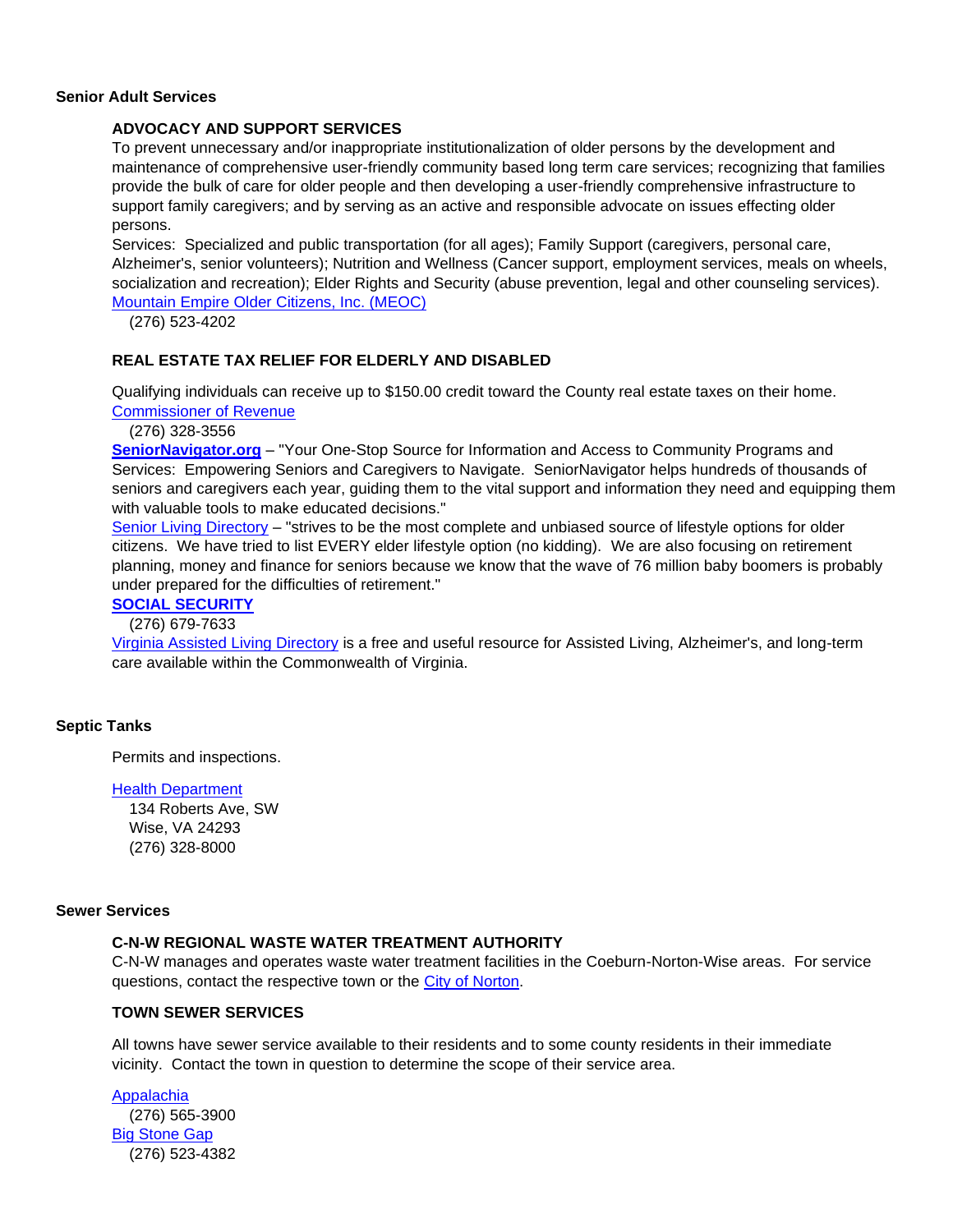## Senior Adult Services

### ADVOCACY AND SUPPORT SERVICES

To prevent unnecessary and/or inappropriate institutionalization of older persons by the development and maintenance of comprehensive user-friendly community based long term care services; recognizing that families provide the bulk of care for older people and then developing a user-friendly comprehensive infrastructure to support family caregivers; and by serving as an active and responsible advocate on issues effecting older persons.

Services: Specialized and public transportation (for all ages); Family Support (caregivers, personal care, Alzheimer's, senior volunteers); Nutrition and Wellness (Cancer support, employment services, meals on wheels, socialization and recreation); Elder Rights and Security (abuse prevention, legal and other counseling services).

Mountain Empire Older Citizens, Inc. (MEOC)
(276) 523-4202

### REAL ESTATE TAX RELIEF FOR ELDERLY AND DISABLED

Qualifying individuals can receive up to $150.00 credit toward the County real estate taxes on their home.

Commissioner of Revenue
(276) 328-3556

**SeniorNavigator.org** – "Your One-Stop Source for Information and Access to Community Programs and Services: Empowering Seniors and Caregivers to Navigate. SeniorNavigator helps hundreds of thousands of seniors and caregivers each year, guiding them to the vital support and information they need and equipping them with valuable tools to make educated decisions."

Senior Living Directory – "strives to be the most complete and unbiased source of lifestyle options for older citizens. We have tried to list EVERY elder lifestyle option (no kidding). We are also focusing on retirement planning, money and finance for seniors because we know that the wave of 76 million baby boomers is probably under prepared for the difficulties of retirement."

**SOCIAL SECURITY**
(276) 679-7633

Virginia Assisted Living Directory is a free and useful resource for Assisted Living, Alzheimer's, and long-term care available within the Commonwealth of Virginia.

## Septic Tanks

Permits and inspections.

Health Department
134 Roberts Ave, SW
Wise, VA 24293
(276) 328-8000

## Sewer Services

### C-N-W REGIONAL WASTE WATER TREATMENT AUTHORITY

C-N-W manages and operates waste water treatment facilities in the Coeburn-Norton-Wise areas. For service questions, contact the respective town or the City of Norton.

### TOWN SEWER SERVICES

All towns have sewer service available to their residents and to some county residents in their immediate vicinity. Contact the town in question to determine the scope of their service area.

Appalachia
(276) 565-3900
Big Stone Gap
(276) 523-4382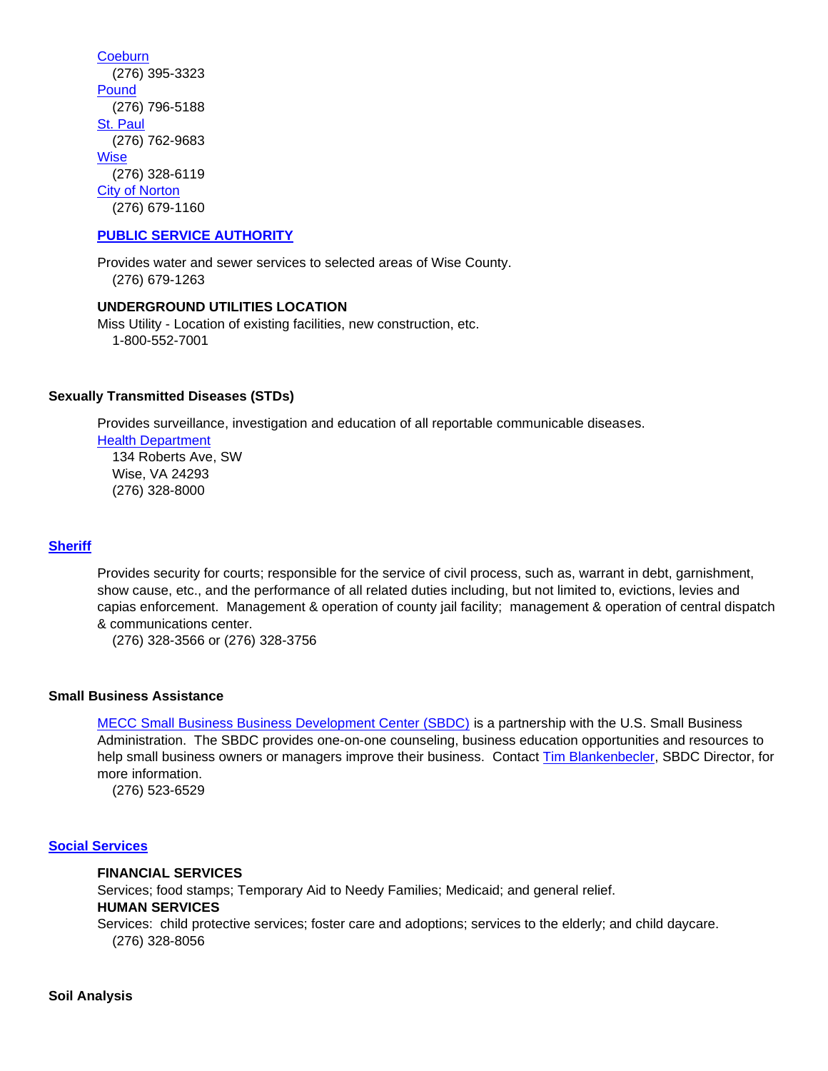Coeburn
(276) 395-3323

Pound
(276) 796-5188

St. Paul
(276) 762-9683

Wise
(276) 328-6119

City of Norton
(276) 679-1160

**PUBLIC SERVICE AUTHORITY**

Provides water and sewer services to selected areas of Wise County.
(276) 679-1263

**UNDERGROUND UTILITIES LOCATION**

Miss Utility - Location of existing facilities, new construction, etc.
1-800-552-7001

## Sexually Transmitted Diseases (STDs)

Provides surveillance, investigation and education of all reportable communicable diseases.

Health Department
134 Roberts Ave, SW
Wise, VA 24293
(276) 328-8000

## Sheriff

Provides security for courts; responsible for the service of civil process, such as, warrant in debt, garnishment, show cause, etc., and the performance of all related duties including, but not limited to, evictions, levies and capias enforcement. Management & operation of county jail facility; management & operation of central dispatch & communications center.
(276) 328-3566 or (276) 328-3756

## Small Business Assistance

MECC Small Business Business Development Center (SBDC) is a partnership with the U.S. Small Business Administration. The SBDC provides one-on-one counseling, business education opportunities and resources to help small business owners or managers improve their business. Contact Tim Blankenbecler, SBDC Director, for more information.
(276) 523-6529

## Social Services

**FINANCIAL SERVICES**

Services; food stamps; Temporary Aid to Needy Families; Medicaid; and general relief.

**HUMAN SERVICES**

Services: child protective services; foster care and adoptions; services to the elderly; and child daycare.
(276) 328-8056

## Soil Analysis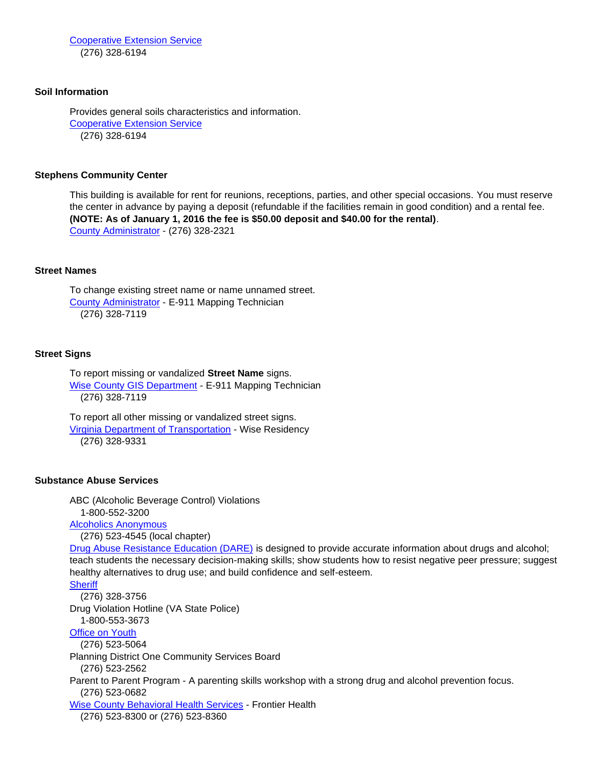Cooperative Extension Service
(276) 328-6194

### Soil Information

Provides general soils characteristics and information.
Cooperative Extension Service
(276) 328-6194

### Stephens Community Center

This building is available for rent for reunions, receptions, parties, and other special occasions. You must reserve the center in advance by paying a deposit (refundable if the facilities remain in good condition) and a rental fee. **(NOTE: As of January 1, 2016 the fee is $50.00 deposit and $40.00 for the rental)**.
County Administrator - (276) 328-2321

### Street Names

To change existing street name or name unnamed street.
County Administrator - E-911 Mapping Technician
(276) 328-7119

### Street Signs

To report missing or vandalized **Street Name** signs.
Wise County GIS Department - E-911 Mapping Technician
(276) 328-7119

To report all other missing or vandalized street signs.
Virginia Department of Transportation - Wise Residency
(276) 328-9331

### Substance Abuse Services

ABC (Alcoholic Beverage Control) Violations
1-800-552-3200
Alcoholics Anonymous
(276) 523-4545 (local chapter)
Drug Abuse Resistance Education (DARE) is designed to provide accurate information about drugs and alcohol; teach students the necessary decision-making skills; show students how to resist negative peer pressure; suggest healthy alternatives to drug use; and build confidence and self-esteem.
Sheriff
(276) 328-3756
Drug Violation Hotline (VA State Police)
1-800-553-3673
Office on Youth
(276) 523-5064
Planning District One Community Services Board
(276) 523-2562
Parent to Parent Program - A parenting skills workshop with a strong drug and alcohol prevention focus.
(276) 523-0682
Wise County Behavioral Health Services - Frontier Health
(276) 523-8300 or (276) 523-8360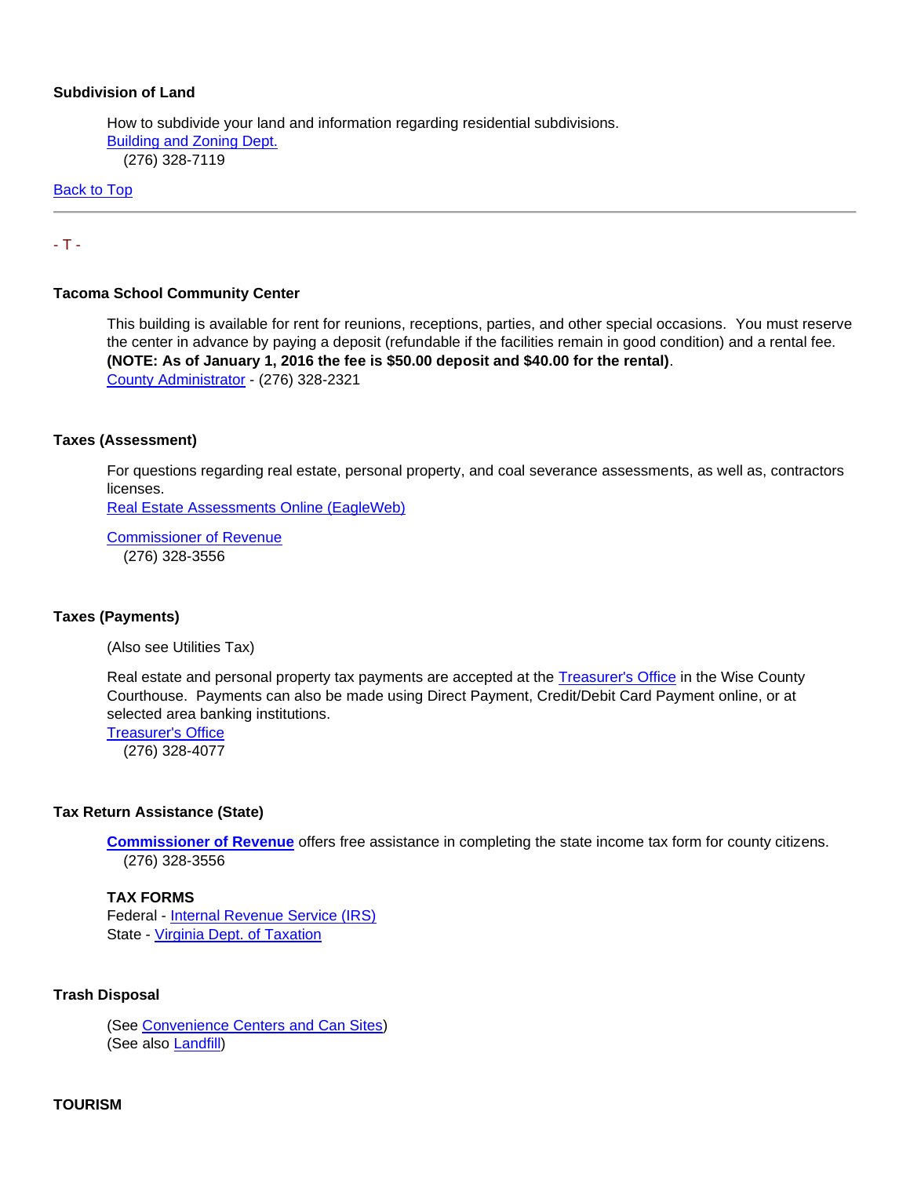**Subdivision of Land**

How to subdivide your land and information regarding residential subdivisions.
Building and Zoning Dept.
(276) 328-7119

Back to Top

---

- T -

**Tacoma School Community Center**

This building is available for rent for reunions, receptions, parties, and other special occasions. You must reserve the center in advance by paying a deposit (refundable if the facilities remain in good condition) and a rental fee. **(NOTE: As of January 1, 2016 the fee is $50.00 deposit and $40.00 for the rental)**.
County Administrator - (276) 328-2321

**Taxes (Assessment)**

For questions regarding real estate, personal property, and coal severance assessments, as well as, contractors licenses.
Real Estate Assessments Online (EagleWeb)

Commissioner of Revenue
(276) 328-3556

**Taxes (Payments)**

(Also see Utilities Tax)

Real estate and personal property tax payments are accepted at the Treasurer's Office in the Wise County Courthouse. Payments can also be made using Direct Payment, Credit/Debit Card Payment online, or at selected area banking institutions.
Treasurer's Office
(276) 328-4077

**Tax Return Assistance (State)**

**Commissioner of Revenue** offers free assistance in completing the state income tax form for county citizens.
(276) 328-3556

**TAX FORMS**
Federal - Internal Revenue Service (IRS)
State - Virginia Dept. of Taxation

**Trash Disposal**

(See Convenience Centers and Can Sites)
(See also Landfill)

**TOURISM**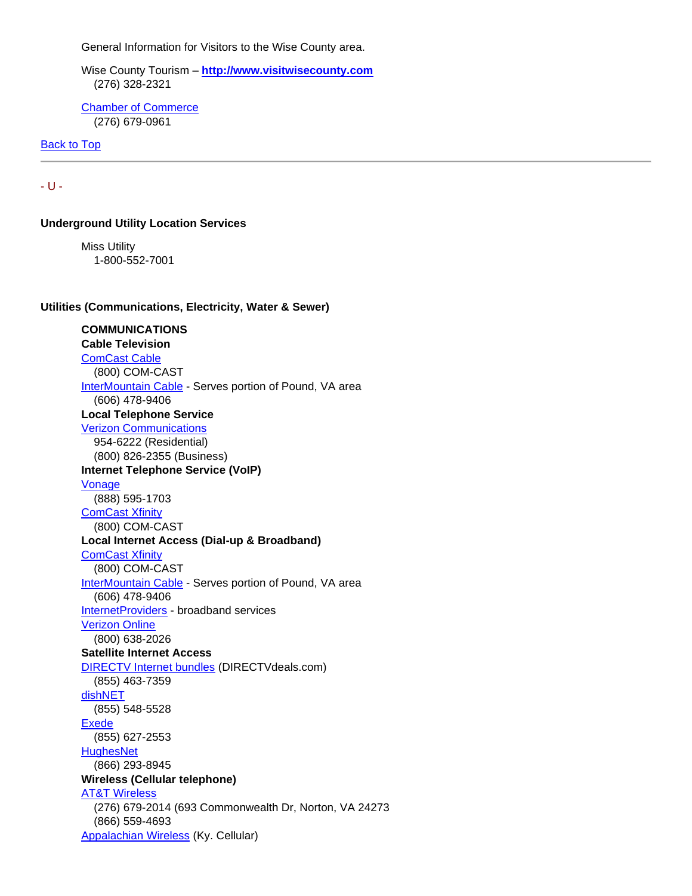General Information for Visitors to the Wise County area.

Wise County Tourism – **http://www.visitwisecounty.com**
(276) 328-2321

Chamber of Commerce
(276) 679-0961

Back to Top

---

- U -

**Underground Utility Location Services**

Miss Utility
1-800-552-7001

**Utilities (Communications, Electricity, Water & Sewer)**

**COMMUNICATIONS**
**Cable Television**
ComCast Cable
(800) COM-CAST
InterMountain Cable - Serves portion of Pound, VA area
(606) 478-9406
**Local Telephone Service**
Verizon Communications
954-6222 (Residential)
(800) 826-2355 (Business)
**Internet Telephone Service (VoIP)**
Vonage
(888) 595-1703
ComCast Xfinity
(800) COM-CAST
**Local Internet Access (Dial-up & Broadband)**
ComCast Xfinity
(800) COM-CAST
InterMountain Cable - Serves portion of Pound, VA area
(606) 478-9406
InternetProviders - broadband services
Verizon Online
(800) 638-2026
**Satellite Internet Access**
DIRECTV Internet bundles (DIRECTVdeals.com)
(855) 463-7359
dishNET
(855) 548-5528
Exede
(855) 627-2553
HughesNet
(866) 293-8945
**Wireless (Cellular telephone)**
AT&T Wireless
(276) 679-2014 (693 Commonwealth Dr, Norton, VA 24273
(866) 559-4693
Appalachian Wireless (Ky. Cellular)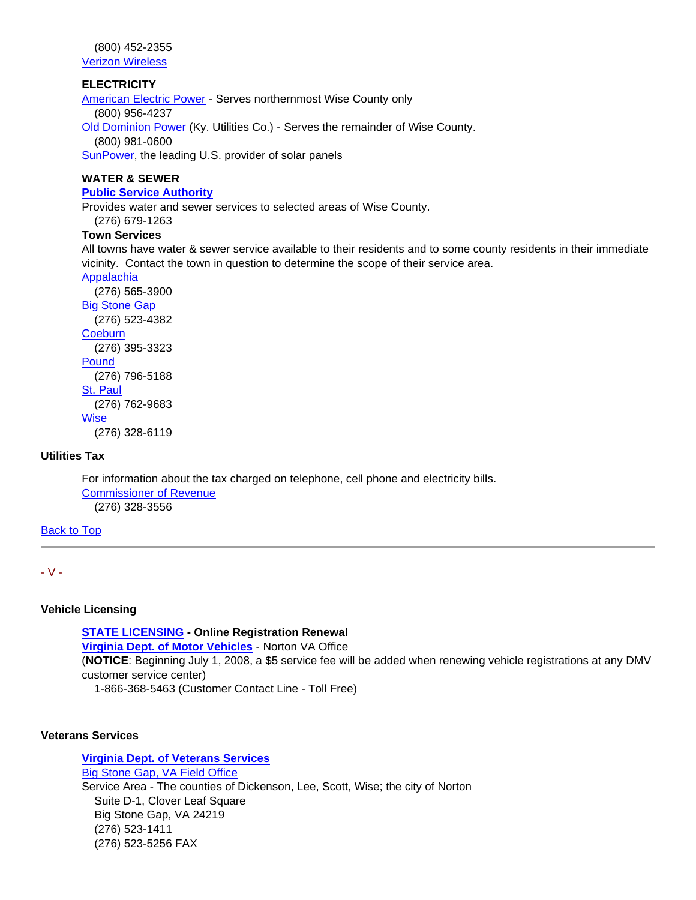(800) 452-2355
Verizon Wireless

**ELECTRICITY**

American Electric Power - Serves northernmost Wise County only
(800) 956-4237

Old Dominion Power (Ky. Utilities Co.) - Serves the remainder of Wise County.
(800) 981-0600

SunPower, the leading U.S. provider of solar panels

**WATER & SEWER**

**Public Service Authority**
Provides water and sewer services to selected areas of Wise County.
(276) 679-1263

**Town Services**
All towns have water & sewer service available to their residents and to some county residents in their immediate vicinity. Contact the town in question to determine the scope of their service area.

Appalachia
(276) 565-3900

Big Stone Gap
(276) 523-4382

Coeburn
(276) 395-3323

Pound
(276) 796-5188

St. Paul
(276) 762-9683

Wise
(276) 328-6119

### Utilities Tax

For information about the tax charged on telephone, cell phone and electricity bills.
Commissioner of Revenue
(276) 328-3556

Back to Top

---

- V -

### Vehicle Licensing

**STATE LICENSING - Online Registration Renewal**
**Virginia Dept. of Motor Vehicles** - Norton VA Office
(**NOTICE**: Beginning July 1, 2008, a $5 service fee will be added when renewing vehicle registrations at any DMV customer service center)
1-866-368-5463 (Customer Contact Line - Toll Free)

### Veterans Services

**Virginia Dept. of Veterans Services**
Big Stone Gap, VA Field Office
Service Area - The counties of Dickenson, Lee, Scott, Wise; the city of Norton
Suite D-1, Clover Leaf Square
Big Stone Gap, VA 24219
(276) 523-1411
(276) 523-5256 FAX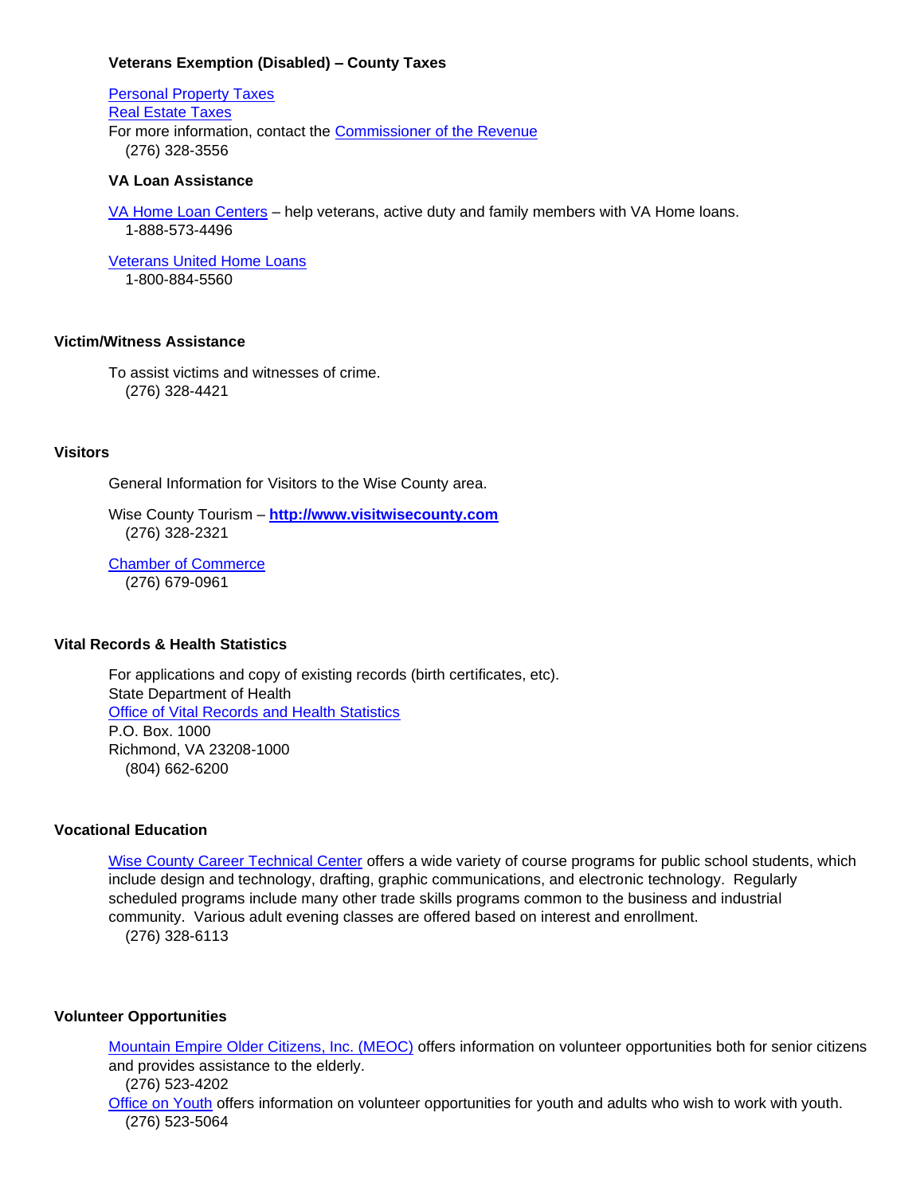### Veterans Exemption (Disabled) – County Taxes

Personal Property Taxes
Real Estate Taxes
For more information, contact the Commissioner of the Revenue
(276) 328-3556

### VA Loan Assistance

VA Home Loan Centers – help veterans, active duty and family members with VA Home loans.
1-888-573-4496

Veterans United Home Loans
1-800-884-5560

## Victim/Witness Assistance

To assist victims and witnesses of crime.
(276) 328-4421

## Visitors

General Information for Visitors to the Wise County area.

Wise County Tourism – **http://www.visitwisecounty.com**
(276) 328-2321

Chamber of Commerce
(276) 679-0961

## Vital Records & Health Statistics

For applications and copy of existing records (birth certificates, etc).
State Department of Health
Office of Vital Records and Health Statistics
P.O. Box. 1000
Richmond, VA 23208-1000
(804) 662-6200

## Vocational Education

Wise County Career Technical Center offers a wide variety of course programs for public school students, which include design and technology, drafting, graphic communications, and electronic technology. Regularly scheduled programs include many other trade skills programs common to the business and industrial community. Various adult evening classes are offered based on interest and enrollment.
(276) 328-6113

## Volunteer Opportunities

Mountain Empire Older Citizens, Inc. (MEOC) offers information on volunteer opportunities both for senior citizens and provides assistance to the elderly.
(276) 523-4202
Office on Youth offers information on volunteer opportunities for youth and adults who wish to work with youth.
(276) 523-5064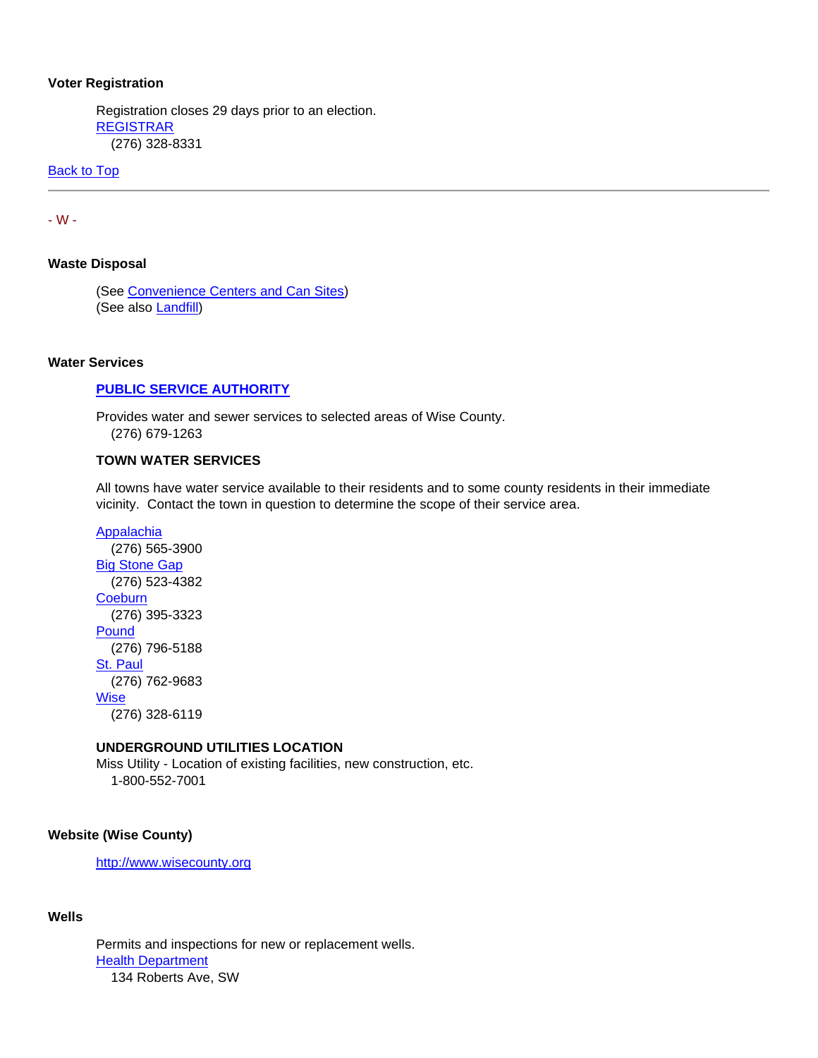**Voter Registration**

Registration closes 29 days prior to an election.
REGISTRAR
(276) 328-8331

Back to Top

---

- W -

**Waste Disposal**

(See Convenience Centers and Can Sites)
(See also Landfill)

**Water Services**

**PUBLIC SERVICE AUTHORITY**

Provides water and sewer services to selected areas of Wise County.
(276) 679-1263

**TOWN WATER SERVICES**

All towns have water service available to their residents and to some county residents in their immediate vicinity. Contact the town in question to determine the scope of their service area.

Appalachia
(276) 565-3900
Big Stone Gap
(276) 523-4382
Coeburn
(276) 395-3323
Pound
(276) 796-5188
St. Paul
(276) 762-9683
Wise
(276) 328-6119

**UNDERGROUND UTILITIES LOCATION**
Miss Utility - Location of existing facilities, new construction, etc.
1-800-552-7001

**Website (Wise County)**

http://www.wisecounty.org

**Wells**

Permits and inspections for new or replacement wells.
Health Department
134 Roberts Ave, SW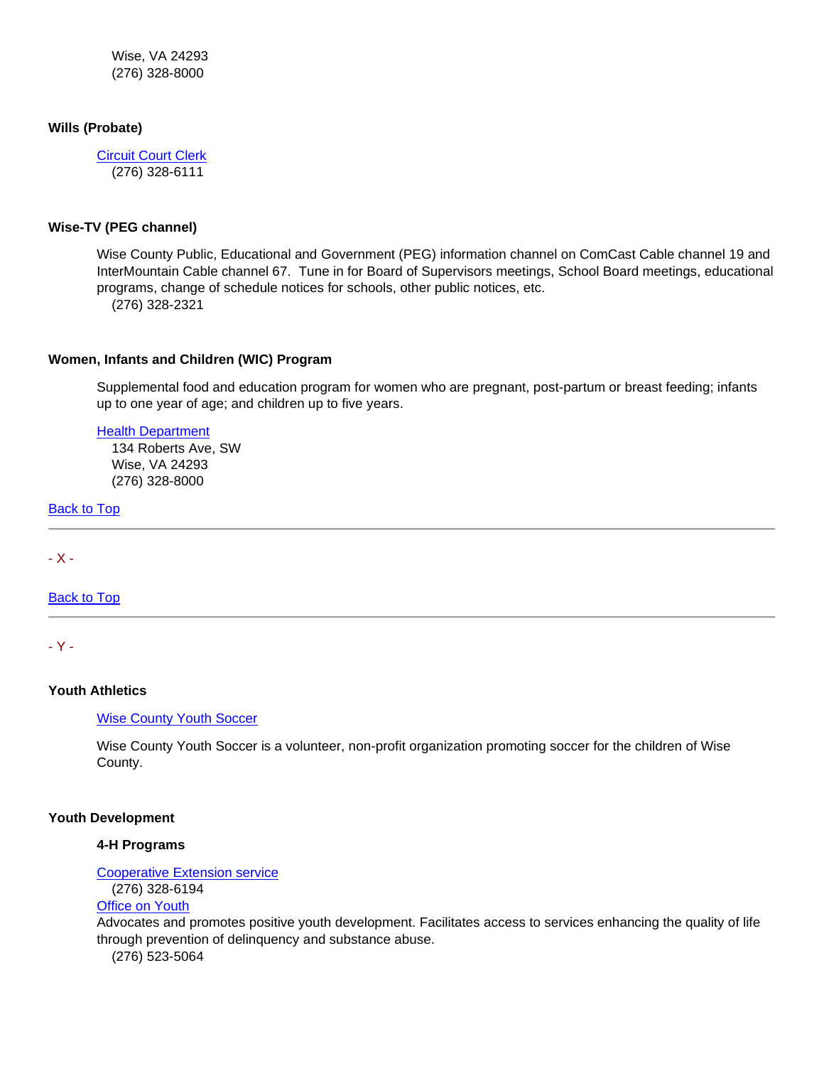Wise, VA 24293
(276) 328-8000

**Wills (Probate)**

Circuit Court Clerk
(276) 328-6111

**Wise-TV (PEG channel)**

Wise County Public, Educational and Government (PEG) information channel on ComCast Cable channel 19 and InterMountain Cable channel 67. Tune in for Board of Supervisors meetings, School Board meetings, educational programs, change of schedule notices for schools, other public notices, etc.
(276) 328-2321

**Women, Infants and Children (WIC) Program**

Supplemental food and education program for women who are pregnant, post-partum or breast feeding; infants up to one year of age; and children up to five years.

Health Department
134 Roberts Ave, SW
Wise, VA 24293
(276) 328-8000

Back to Top

---

- X -

Back to Top

---

- Y -

**Youth Athletics**

Wise County Youth Soccer

Wise County Youth Soccer is a volunteer, non-profit organization promoting soccer for the children of Wise County.

**Youth Development**

**4-H Programs**

Cooperative Extension service
(276) 328-6194
Office on Youth
Advocates and promotes positive youth development. Facilitates access to services enhancing the quality of life through prevention of delinquency and substance abuse.
(276) 523-5064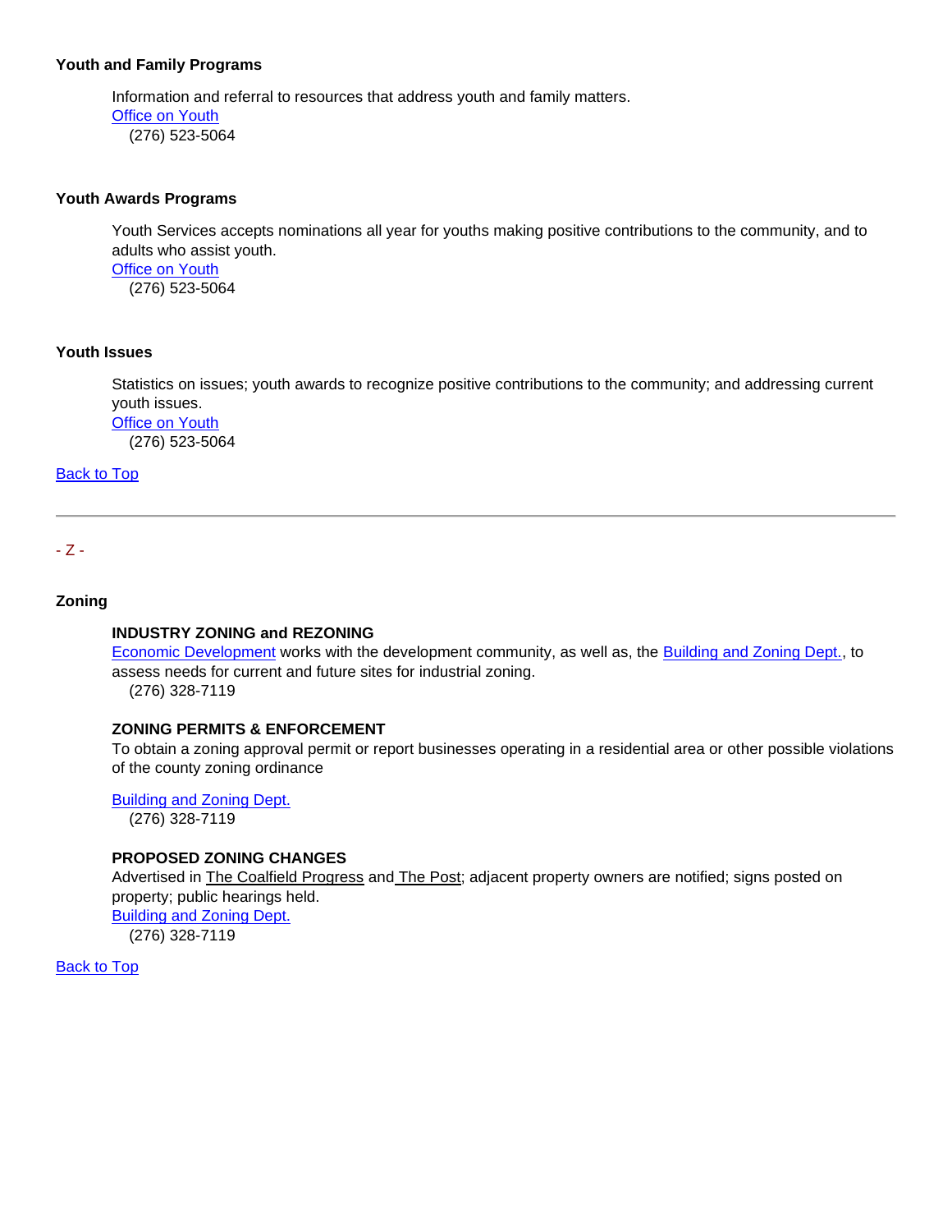### Youth and Family Programs

Information and referral to resources that address youth and family matters.
Office on Youth
(276) 523-5064

### Youth Awards Programs

Youth Services accepts nominations all year for youths making positive contributions to the community, and to adults who assist youth.
Office on Youth
(276) 523-5064

### Youth Issues

Statistics on issues; youth awards to recognize positive contributions to the community; and addressing current youth issues.
Office on Youth
(276) 523-5064

Back to Top

---

- Z -

### Zoning

**INDUSTRY ZONING and REZONING**
Economic Development works with the development community, as well as, the Building and Zoning Dept., to assess needs for current and future sites for industrial zoning.
(276) 328-7119

**ZONING PERMITS & ENFORCEMENT**
To obtain a zoning approval permit or report businesses operating in a residential area or other possible violations of the county zoning ordinance

Building and Zoning Dept.
(276) 328-7119

**PROPOSED ZONING CHANGES**
Advertised in The Coalfield Progress and The Post; adjacent property owners are notified; signs posted on property; public hearings held.
Building and Zoning Dept.
(276) 328-7119

Back to Top